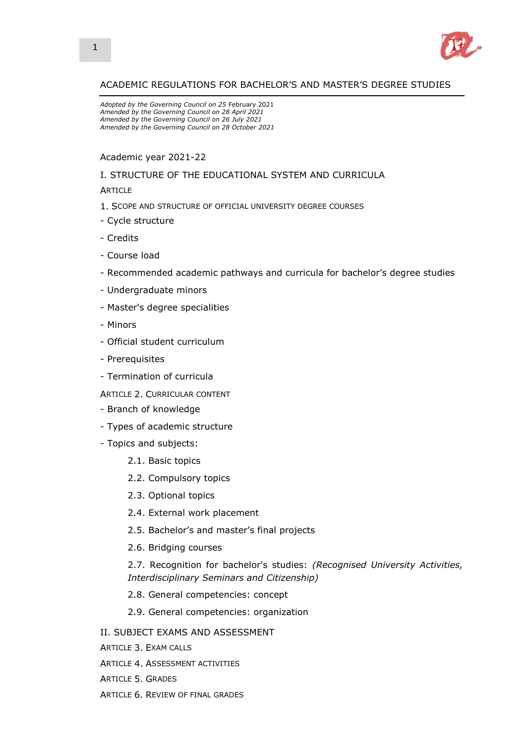# ACADEMIC REGULATIONS FOR BACHELOR'S AND MASTER'S DEGREE STUDIES

*Adopted by the Governing Council on 25* February 2021
*Amended by the Governing Council on 28 April 2021*
*Amended by the Governing Council on 26 July 2021*
*Amended by the Governing Council on 28 October 2021*

Academic year 2021-22

## I. STRUCTURE OF THE EDUCATIONAL SYSTEM AND CURRICULA

ARTICLE

1. SCOPE AND STRUCTURE OF OFFICIAL UNIVERSITY DEGREE COURSES

- Cycle structure
- Credits
- Course load
- Recommended academic pathways and curricula for bachelor's degree studies
- Undergraduate minors
- Master's degree specialities
- Minors
- Official student curriculum
- Prerequisites
- Termination of curricula

ARTICLE 2. CURRICULAR CONTENT

- Branch of knowledge
- Types of academic structure
- Topics and subjects:
  - 2.1. Basic topics
  - 2.2. Compulsory topics
  - 2.3. Optional topics
  - 2.4. External work placement
  - 2.5. Bachelor's and master's final projects
  - 2.6. Bridging courses
  - 2.7. Recognition for bachelor's studies: *(Recognised University Activities, Interdisciplinary Seminars and Citizenship)*
  - 2.8. General competencies: concept
  - 2.9. General competencies: organization

## II. SUBJECT EXAMS AND ASSESSMENT

ARTICLE 3. EXAM CALLS

ARTICLE 4. ASSESSMENT ACTIVITIES

ARTICLE 5. GRADES

ARTICLE 6. REVIEW OF FINAL GRADES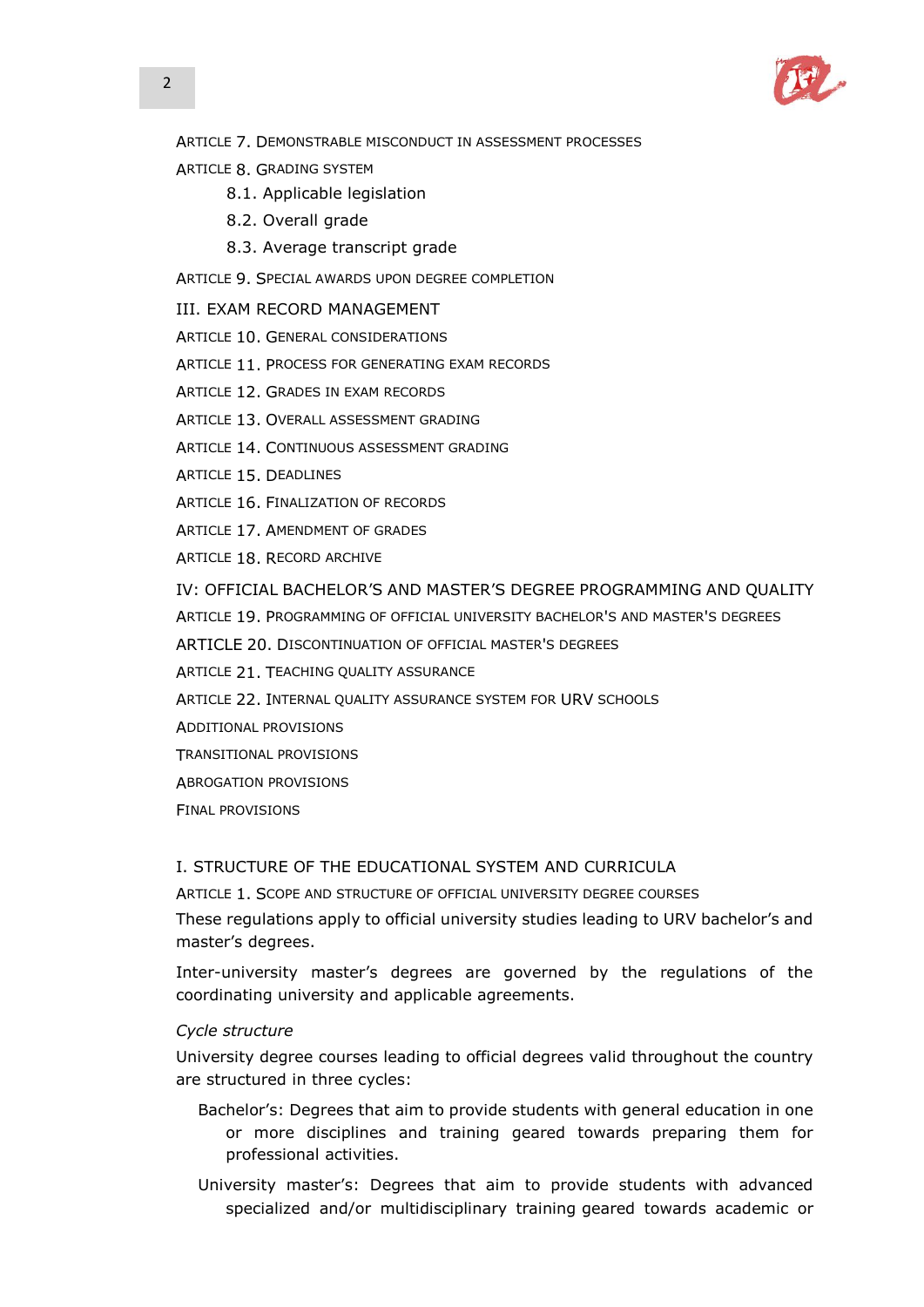ARTICLE 7. DEMONSTRABLE MISCONDUCT IN ASSESSMENT PROCESSES

ARTICLE 8. GRADING SYSTEM

- 8.1. Applicable legislation
- 8.2. Overall grade
- 8.3. Average transcript grade

ARTICLE 9. SPECIAL AWARDS UPON DEGREE COMPLETION

III. EXAM RECORD MANAGEMENT

ARTICLE 10. GENERAL CONSIDERATIONS

ARTICLE 11. PROCESS FOR GENERATING EXAM RECORDS

ARTICLE 12. GRADES IN EXAM RECORDS

ARTICLE 13. OVERALL ASSESSMENT GRADING

ARTICLE 14. CONTINUOUS ASSESSMENT GRADING

ARTICLE 15. DEADLINES

ARTICLE 16. FINALIZATION OF RECORDS

ARTICLE 17. AMENDMENT OF GRADES

ARTICLE 18. RECORD ARCHIVE

IV: OFFICIAL BACHELOR'S AND MASTER'S DEGREE PROGRAMMING AND QUALITY

ARTICLE 19. PROGRAMMING OF OFFICIAL UNIVERSITY BACHELOR'S AND MASTER'S DEGREES

ARTICLE 20. DISCONTINUATION OF OFFICIAL MASTER'S DEGREES

ARTICLE 21. TEACHING QUALITY ASSURANCE

ARTICLE 22. INTERNAL QUALITY ASSURANCE SYSTEM FOR URV SCHOOLS

ADDITIONAL PROVISIONS

TRANSITIONAL PROVISIONS

ABROGATION PROVISIONS

FINAL PROVISIONS

## I. STRUCTURE OF THE EDUCATIONAL SYSTEM AND CURRICULA

### ARTICLE 1. SCOPE AND STRUCTURE OF OFFICIAL UNIVERSITY DEGREE COURSES

These regulations apply to official university studies leading to URV bachelor's and master's degrees.

Inter-university master's degrees are governed by the regulations of the coordinating university and applicable agreements.

*Cycle structure*

University degree courses leading to official degrees valid throughout the country are structured in three cycles:

Bachelor's: Degrees that aim to provide students with general education in one or more disciplines and training geared towards preparing them for professional activities.

University master's: Degrees that aim to provide students with advanced specialized and/or multidisciplinary training geared towards academic or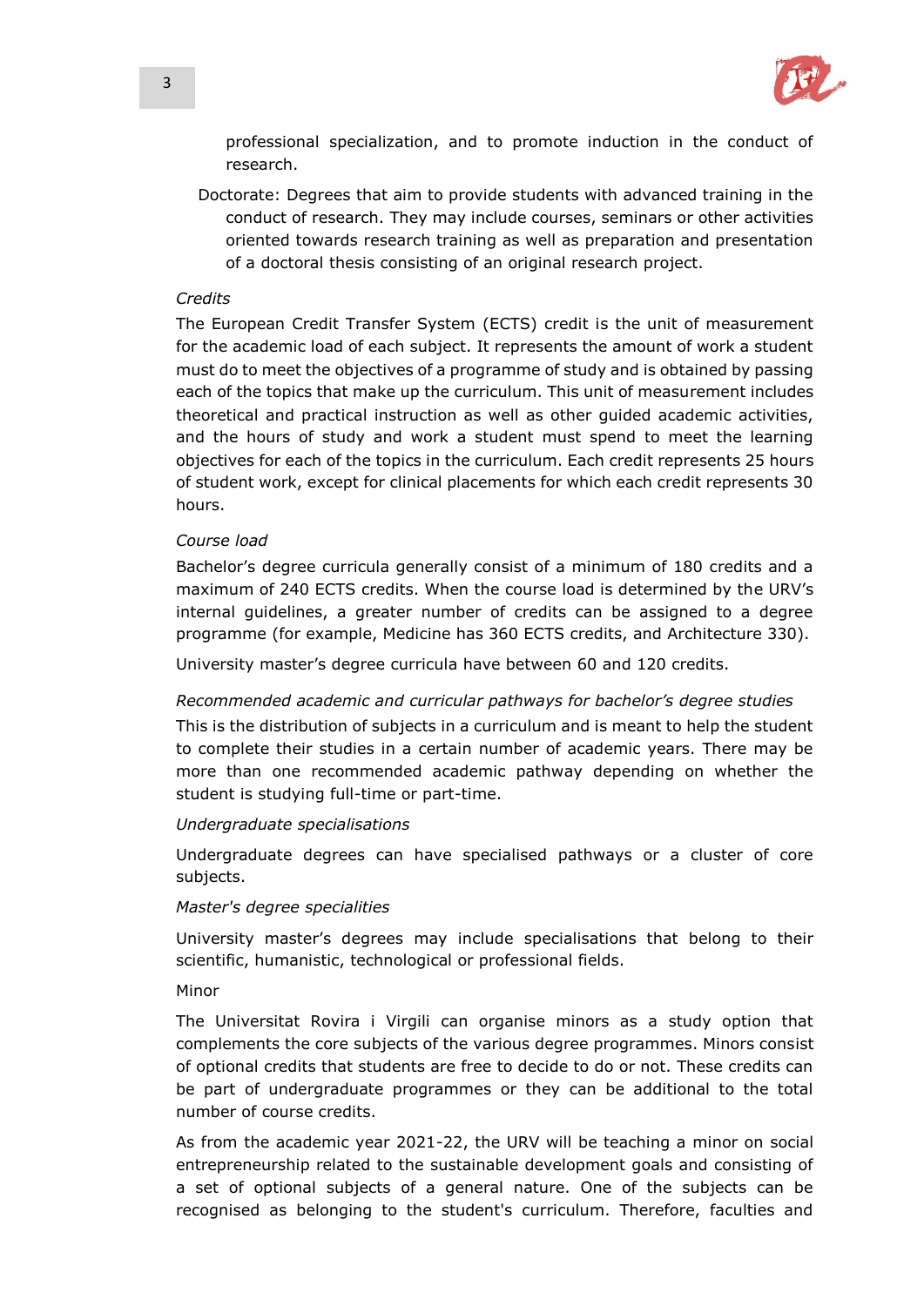professional specialization, and to promote induction in the conduct of research.

Doctorate: Degrees that aim to provide students with advanced training in the conduct of research. They may include courses, seminars or other activities oriented towards research training as well as preparation and presentation of a doctoral thesis consisting of an original research project.

*Credits*

The European Credit Transfer System (ECTS) credit is the unit of measurement for the academic load of each subject. It represents the amount of work a student must do to meet the objectives of a programme of study and is obtained by passing each of the topics that make up the curriculum. This unit of measurement includes theoretical and practical instruction as well as other guided academic activities, and the hours of study and work a student must spend to meet the learning objectives for each of the topics in the curriculum. Each credit represents 25 hours of student work, except for clinical placements for which each credit represents 30 hours.

*Course load*

Bachelor's degree curricula generally consist of a minimum of 180 credits and a maximum of 240 ECTS credits. When the course load is determined by the URV's internal guidelines, a greater number of credits can be assigned to a degree programme (for example, Medicine has 360 ECTS credits, and Architecture 330).

University master's degree curricula have between 60 and 120 credits.

*Recommended academic and curricular pathways for bachelor's degree studies*

This is the distribution of subjects in a curriculum and is meant to help the student to complete their studies in a certain number of academic years. There may be more than one recommended academic pathway depending on whether the student is studying full-time or part-time.

*Undergraduate specialisations*

Undergraduate degrees can have specialised pathways or a cluster of core subjects.

*Master's degree specialities*

University master's degrees may include specialisations that belong to their scientific, humanistic, technological or professional fields.

Minor

The Universitat Rovira i Virgili can organise minors as a study option that complements the core subjects of the various degree programmes. Minors consist of optional credits that students are free to decide to do or not. These credits can be part of undergraduate programmes or they can be additional to the total number of course credits.

As from the academic year 2021-22, the URV will be teaching a minor on social entrepreneurship related to the sustainable development goals and consisting of a set of optional subjects of a general nature. One of the subjects can be recognised as belonging to the student's curriculum. Therefore, faculties and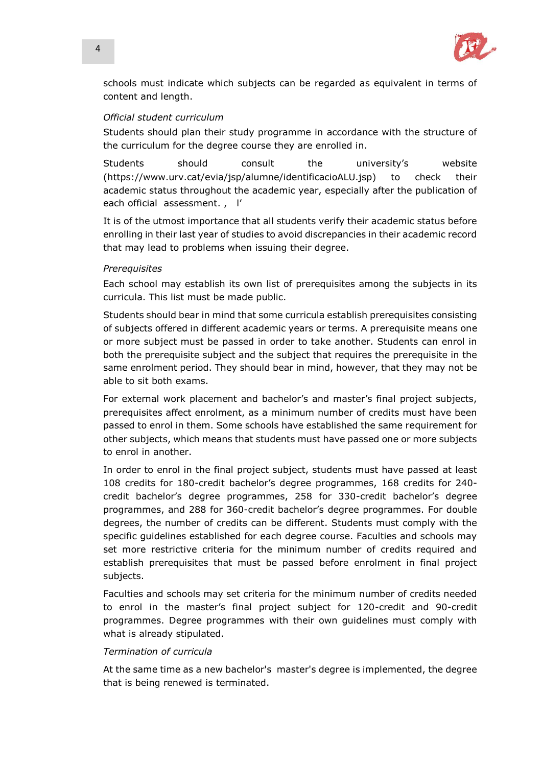schools must indicate which subjects can be regarded as equivalent in terms of content and length.

*Official student curriculum*

Students should plan their study programme in accordance with the structure of the curriculum for the degree course they are enrolled in.

Students should consult the university's website (https://www.urv.cat/evia/jsp/alumne/identificacioALU.jsp) to check their academic status throughout the academic year, especially after the publication of each official assessment. , l'

It is of the utmost importance that all students verify their academic status before enrolling in their last year of studies to avoid discrepancies in their academic record that may lead to problems when issuing their degree.

*Prerequisites*

Each school may establish its own list of prerequisites among the subjects in its curricula. This list must be made public.

Students should bear in mind that some curricula establish prerequisites consisting of subjects offered in different academic years or terms. A prerequisite means one or more subject must be passed in order to take another. Students can enrol in both the prerequisite subject and the subject that requires the prerequisite in the same enrolment period. They should bear in mind, however, that they may not be able to sit both exams.

For external work placement and bachelor's and master's final project subjects, prerequisites affect enrolment, as a minimum number of credits must have been passed to enrol in them. Some schools have established the same requirement for other subjects, which means that students must have passed one or more subjects to enrol in another.

In order to enrol in the final project subject, students must have passed at least 108 credits for 180-credit bachelor's degree programmes, 168 credits for 240-credit bachelor's degree programmes, 258 for 330-credit bachelor's degree programmes, and 288 for 360-credit bachelor's degree programmes. For double degrees, the number of credits can be different. Students must comply with the specific guidelines established for each degree course. Faculties and schools may set more restrictive criteria for the minimum number of credits required and establish prerequisites that must be passed before enrolment in final project subjects.

Faculties and schools may set criteria for the minimum number of credits needed to enrol in the master's final project subject for 120-credit and 90-credit programmes. Degree programmes with their own guidelines must comply with what is already stipulated.

*Termination of curricula*

At the same time as a new bachelor's master's degree is implemented, the degree that is being renewed is terminated.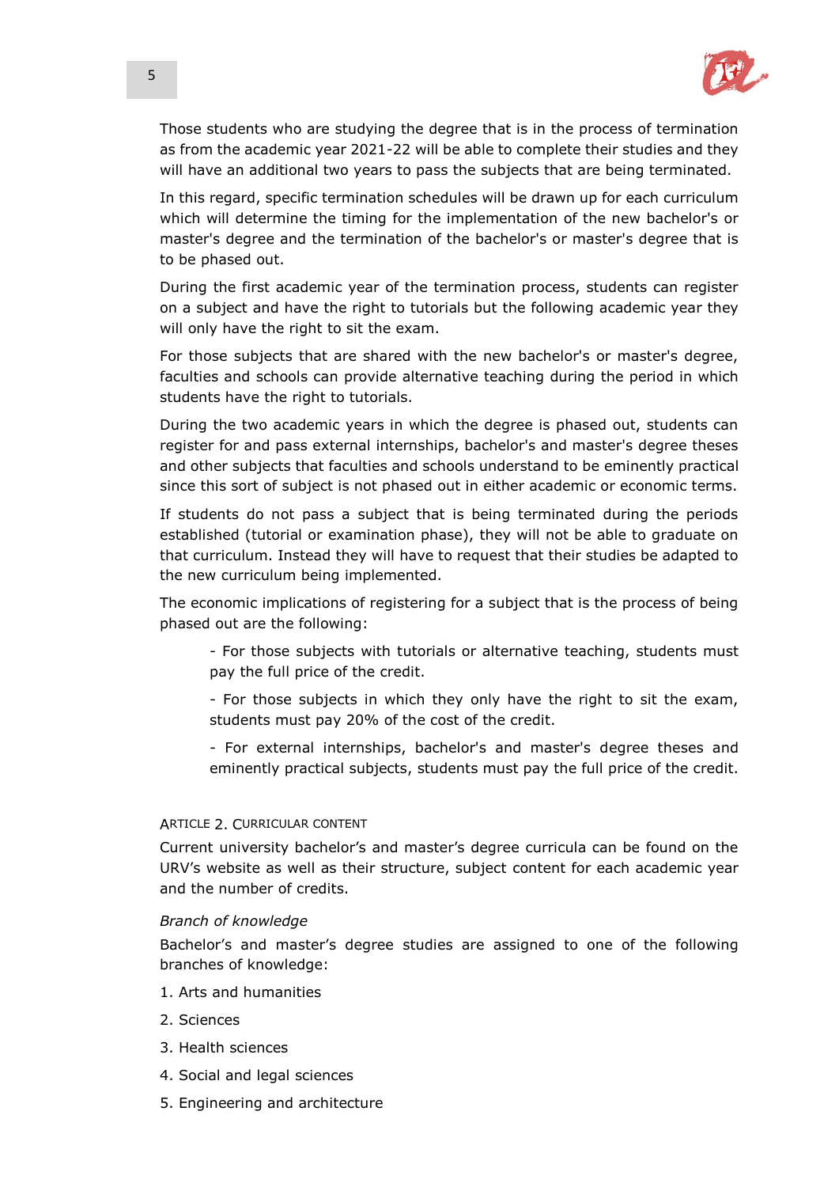Those students who are studying the degree that is in the process of termination as from the academic year 2021-22 will be able to complete their studies and they will have an additional two years to pass the subjects that are being terminated.

In this regard, specific termination schedules will be drawn up for each curriculum which will determine the timing for the implementation of the new bachelor's or master's degree and the termination of the bachelor's or master's degree that is to be phased out.

During the first academic year of the termination process, students can register on a subject and have the right to tutorials but the following academic year they will only have the right to sit the exam.

For those subjects that are shared with the new bachelor's or master's degree, faculties and schools can provide alternative teaching during the period in which students have the right to tutorials.

During the two academic years in which the degree is phased out, students can register for and pass external internships, bachelor's and master's degree theses and other subjects that faculties and schools understand to be eminently practical since this sort of subject is not phased out in either academic or economic terms.

If students do not pass a subject that is being terminated during the periods established (tutorial or examination phase), they will not be able to graduate on that curriculum. Instead they will have to request that their studies be adapted to the new curriculum being implemented.

The economic implications of registering for a subject that is the process of being phased out are the following:

- For those subjects with tutorials or alternative teaching, students must pay the full price of the credit.
- For those subjects in which they only have the right to sit the exam, students must pay 20% of the cost of the credit.
- For external internships, bachelor's and master's degree theses and eminently practical subjects, students must pay the full price of the credit.

## ARTICLE 2. CURRICULAR CONTENT

Current university bachelor’s and master’s degree curricula can be found on the URV’s website as well as their structure, subject content for each academic year and the number of credits.

*Branch of knowledge*

Bachelor’s and master’s degree studies are assigned to one of the following branches of knowledge:

1. Arts and humanities
2. Sciences
3. Health sciences
4. Social and legal sciences
5. Engineering and architecture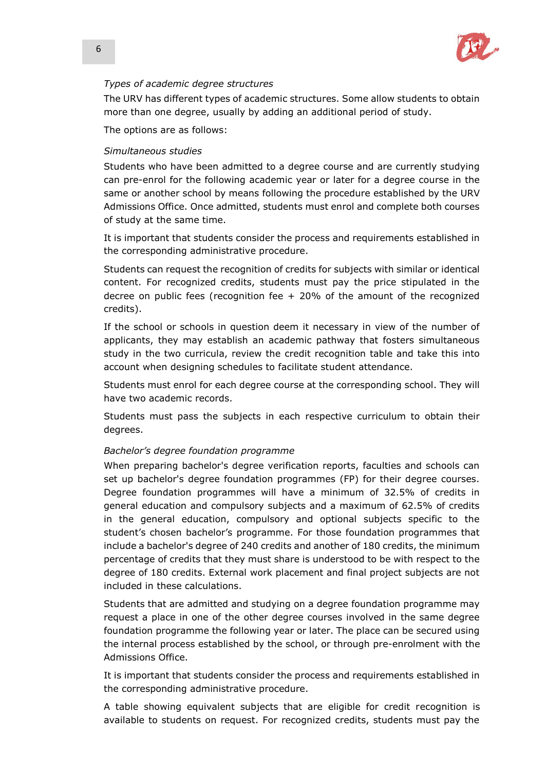*Types of academic degree structures*

The URV has different types of academic structures. Some allow students to obtain more than one degree, usually by adding an additional period of study.

The options are as follows:

*Simultaneous studies*

Students who have been admitted to a degree course and are currently studying can pre-enrol for the following academic year or later for a degree course in the same or another school by means following the procedure established by the URV Admissions Office. Once admitted, students must enrol and complete both courses of study at the same time.

It is important that students consider the process and requirements established in the corresponding administrative procedure.

Students can request the recognition of credits for subjects with similar or identical content. For recognized credits, students must pay the price stipulated in the decree on public fees (recognition fee + 20% of the amount of the recognized credits).

If the school or schools in question deem it necessary in view of the number of applicants, they may establish an academic pathway that fosters simultaneous study in the two curricula, review the credit recognition table and take this into account when designing schedules to facilitate student attendance.

Students must enrol for each degree course at the corresponding school. They will have two academic records.

Students must pass the subjects in each respective curriculum to obtain their degrees.

*Bachelor's degree foundation programme*

When preparing bachelor's degree verification reports, faculties and schools can set up bachelor's degree foundation programmes (FP) for their degree courses. Degree foundation programmes will have a minimum of 32.5% of credits in general education and compulsory subjects and a maximum of 62.5% of credits in the general education, compulsory and optional subjects specific to the student's chosen bachelor's programme. For those foundation programmes that include a bachelor's degree of 240 credits and another of 180 credits, the minimum percentage of credits that they must share is understood to be with respect to the degree of 180 credits. External work placement and final project subjects are not included in these calculations.

Students that are admitted and studying on a degree foundation programme may request a place in one of the other degree courses involved in the same degree foundation programme the following year or later. The place can be secured using the internal process established by the school, or through pre-enrolment with the Admissions Office.

It is important that students consider the process and requirements established in the corresponding administrative procedure.

A table showing equivalent subjects that are eligible for credit recognition is available to students on request. For recognized credits, students must pay the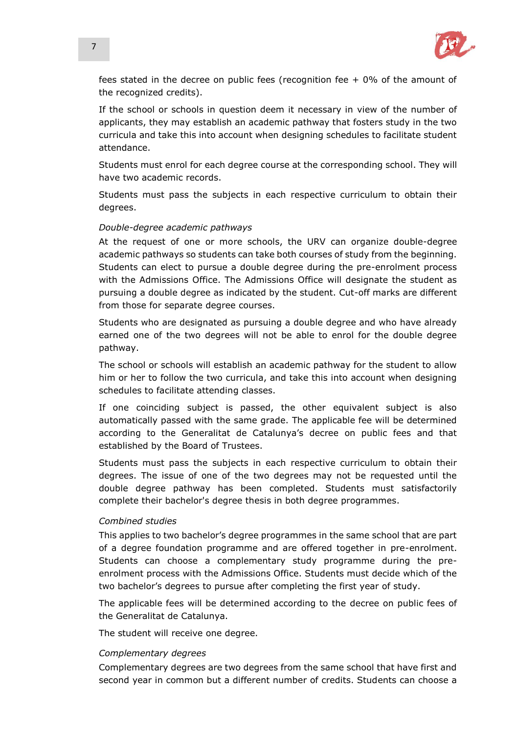fees stated in the decree on public fees (recognition fee + 0% of the amount of the recognized credits).

If the school or schools in question deem it necessary in view of the number of applicants, they may establish an academic pathway that fosters study in the two curricula and take this into account when designing schedules to facilitate student attendance.

Students must enrol for each degree course at the corresponding school. They will have two academic records.

Students must pass the subjects in each respective curriculum to obtain their degrees.

*Double-degree academic pathways*

At the request of one or more schools, the URV can organize double-degree academic pathways so students can take both courses of study from the beginning. Students can elect to pursue a double degree during the pre-enrolment process with the Admissions Office. The Admissions Office will designate the student as pursuing a double degree as indicated by the student. Cut-off marks are different from those for separate degree courses.

Students who are designated as pursuing a double degree and who have already earned one of the two degrees will not be able to enrol for the double degree pathway.

The school or schools will establish an academic pathway for the student to allow him or her to follow the two curricula, and take this into account when designing schedules to facilitate attending classes.

If one coinciding subject is passed, the other equivalent subject is also automatically passed with the same grade. The applicable fee will be determined according to the Generalitat de Catalunya's decree on public fees and that established by the Board of Trustees.

Students must pass the subjects in each respective curriculum to obtain their degrees. The issue of one of the two degrees may not be requested until the double degree pathway has been completed. Students must satisfactorily complete their bachelor's degree thesis in both degree programmes.

*Combined studies*

This applies to two bachelor's degree programmes in the same school that are part of a degree foundation programme and are offered together in pre-enrolment. Students can choose a complementary study programme during the pre-enrolment process with the Admissions Office. Students must decide which of the two bachelor's degrees to pursue after completing the first year of study.

The applicable fees will be determined according to the decree on public fees of the Generalitat de Catalunya.

The student will receive one degree.

*Complementary degrees*

Complementary degrees are two degrees from the same school that have first and second year in common but a different number of credits. Students can choose a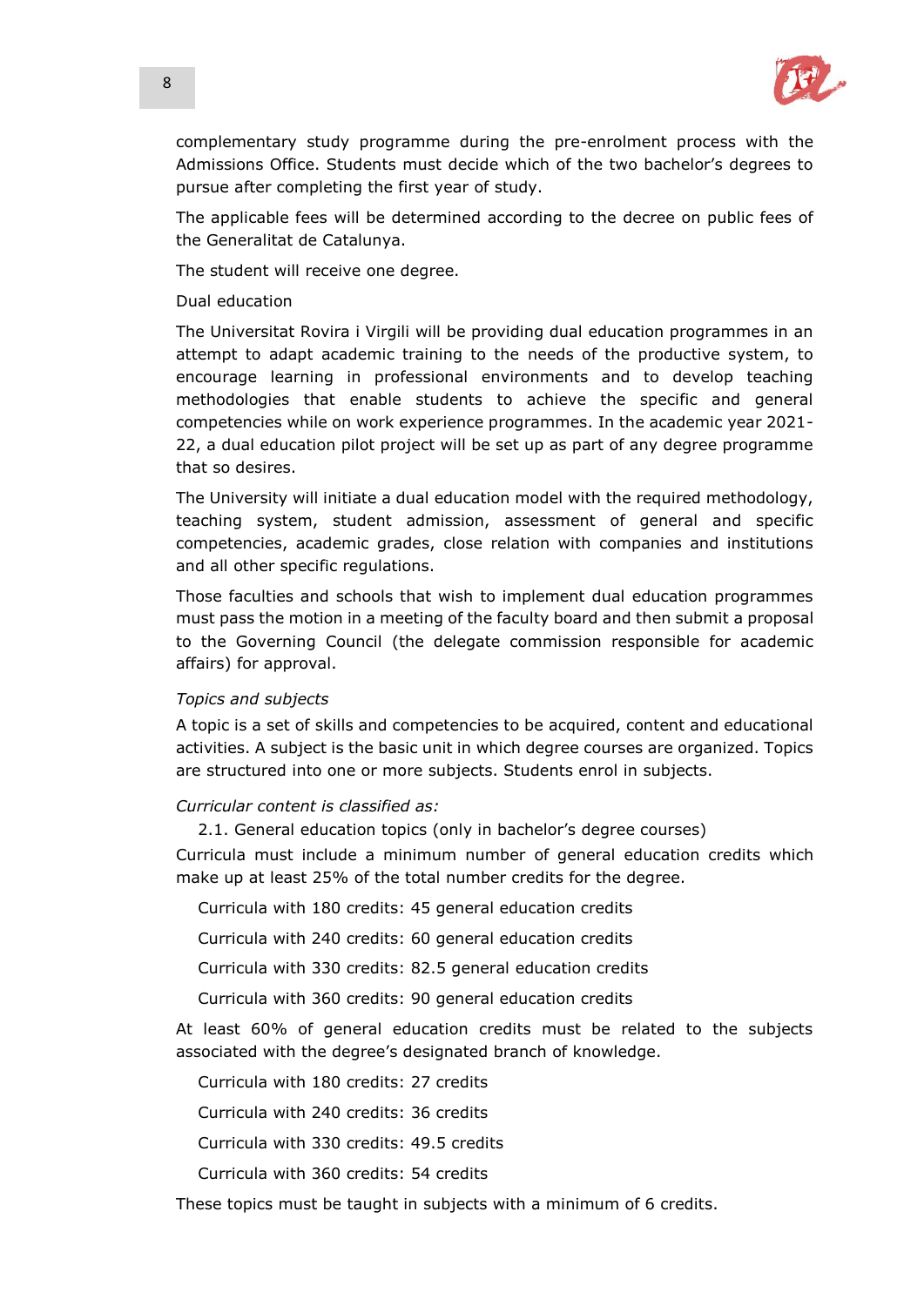complementary study programme during the pre-enrolment process with the Admissions Office. Students must decide which of the two bachelor's degrees to pursue after completing the first year of study.

The applicable fees will be determined according to the decree on public fees of the Generalitat de Catalunya.

The student will receive one degree.

Dual education

The Universitat Rovira i Virgili will be providing dual education programmes in an attempt to adapt academic training to the needs of the productive system, to encourage learning in professional environments and to develop teaching methodologies that enable students to achieve the specific and general competencies while on work experience programmes. In the academic year 2021-22, a dual education pilot project will be set up as part of any degree programme that so desires.

The University will initiate a dual education model with the required methodology, teaching system, student admission, assessment of general and specific competencies, academic grades, close relation with companies and institutions and all other specific regulations.

Those faculties and schools that wish to implement dual education programmes must pass the motion in a meeting of the faculty board and then submit a proposal to the Governing Council (the delegate commission responsible for academic affairs) for approval.

*Topics and subjects*

A topic is a set of skills and competencies to be acquired, content and educational activities. A subject is the basic unit in which degree courses are organized. Topics are structured into one or more subjects. Students enrol in subjects.

*Curricular content is classified as:*

2.1. General education topics (only in bachelor's degree courses)

Curricula must include a minimum number of general education credits which make up at least 25% of the total number credits for the degree.

Curricula with 180 credits: 45 general education credits

Curricula with 240 credits: 60 general education credits

Curricula with 330 credits: 82.5 general education credits

Curricula with 360 credits: 90 general education credits

At least 60% of general education credits must be related to the subjects associated with the degree's designated branch of knowledge.

Curricula with 180 credits: 27 credits

Curricula with 240 credits: 36 credits

Curricula with 330 credits: 49.5 credits

Curricula with 360 credits: 54 credits

These topics must be taught in subjects with a minimum of 6 credits.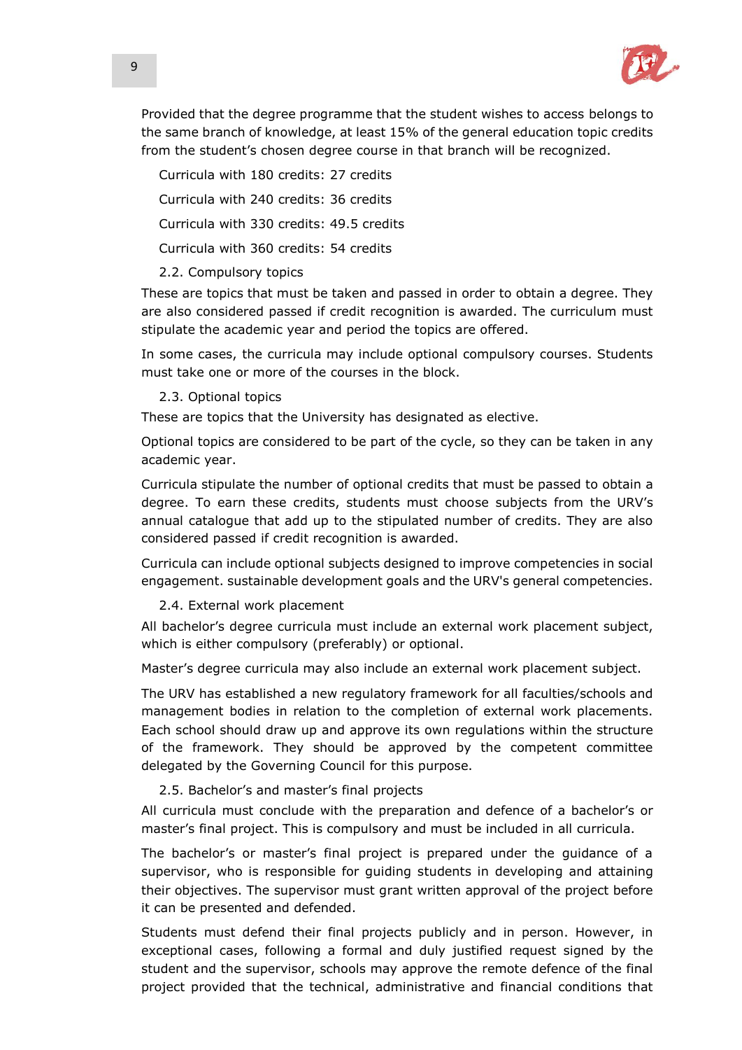Provided that the degree programme that the student wishes to access belongs to the same branch of knowledge, at least 15% of the general education topic credits from the student's chosen degree course in that branch will be recognized.

Curricula with 180 credits: 27 credits

Curricula with 240 credits: 36 credits

Curricula with 330 credits: 49.5 credits

Curricula with 360 credits: 54 credits

### 2.2. Compulsory topics

These are topics that must be taken and passed in order to obtain a degree. They are also considered passed if credit recognition is awarded. The curriculum must stipulate the academic year and period the topics are offered.

In some cases, the curricula may include optional compulsory courses. Students must take one or more of the courses in the block.

### 2.3. Optional topics

These are topics that the University has designated as elective.

Optional topics are considered to be part of the cycle, so they can be taken in any academic year.

Curricula stipulate the number of optional credits that must be passed to obtain a degree. To earn these credits, students must choose subjects from the URV's annual catalogue that add up to the stipulated number of credits. They are also considered passed if credit recognition is awarded.

Curricula can include optional subjects designed to improve competencies in social engagement. sustainable development goals and the URV's general competencies.

### 2.4. External work placement

All bachelor's degree curricula must include an external work placement subject, which is either compulsory (preferably) or optional.

Master's degree curricula may also include an external work placement subject.

The URV has established a new regulatory framework for all faculties/schools and management bodies in relation to the completion of external work placements. Each school should draw up and approve its own regulations within the structure of the framework. They should be approved by the competent committee delegated by the Governing Council for this purpose.

### 2.5. Bachelor's and master's final projects

All curricula must conclude with the preparation and defence of a bachelor's or master's final project. This is compulsory and must be included in all curricula.

The bachelor's or master's final project is prepared under the guidance of a supervisor, who is responsible for guiding students in developing and attaining their objectives. The supervisor must grant written approval of the project before it can be presented and defended.

Students must defend their final projects publicly and in person. However, in exceptional cases, following a formal and duly justified request signed by the student and the supervisor, schools may approve the remote defence of the final project provided that the technical, administrative and financial conditions that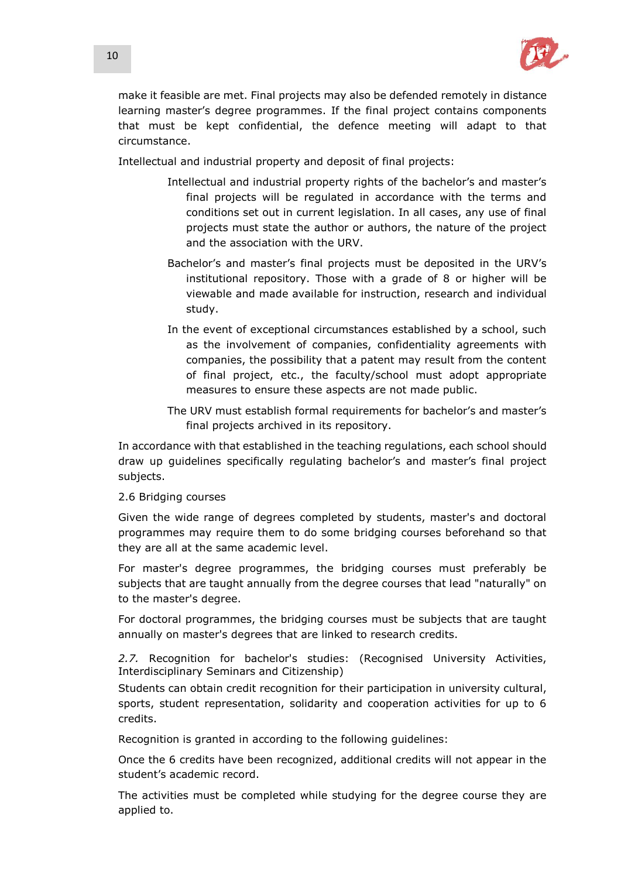make it feasible are met. Final projects may also be defended remotely in distance learning master's degree programmes. If the final project contains components that must be kept confidential, the defence meeting will adapt to that circumstance.

Intellectual and industrial property and deposit of final projects:

- Intellectual and industrial property rights of the bachelor's and master's final projects will be regulated in accordance with the terms and conditions set out in current legislation. In all cases, any use of final projects must state the author or authors, the nature of the project and the association with the URV.
- Bachelor's and master's final projects must be deposited in the URV's institutional repository. Those with a grade of 8 or higher will be viewable and made available for instruction, research and individual study.
- In the event of exceptional circumstances established by a school, such as the involvement of companies, confidentiality agreements with companies, the possibility that a patent may result from the content of final project, etc., the faculty/school must adopt appropriate measures to ensure these aspects are not made public.
- The URV must establish formal requirements for bachelor's and master's final projects archived in its repository.

In accordance with that established in the teaching regulations, each school should draw up guidelines specifically regulating bachelor's and master's final project subjects.

## 2.6 Bridging courses

Given the wide range of degrees completed by students, master's and doctoral programmes may require them to do some bridging courses beforehand so that they are all at the same academic level.

For master's degree programmes, the bridging courses must preferably be subjects that are taught annually from the degree courses that lead "naturally" on to the master's degree.

For doctoral programmes, the bridging courses must be subjects that are taught annually on master's degrees that are linked to research credits.

## *2.7.* Recognition for bachelor's studies: (Recognised University Activities, Interdisciplinary Seminars and Citizenship)

Students can obtain credit recognition for their participation in university cultural, sports, student representation, solidarity and cooperation activities for up to 6 credits.

Recognition is granted in according to the following guidelines:

Once the 6 credits have been recognized, additional credits will not appear in the student's academic record.

The activities must be completed while studying for the degree course they are applied to.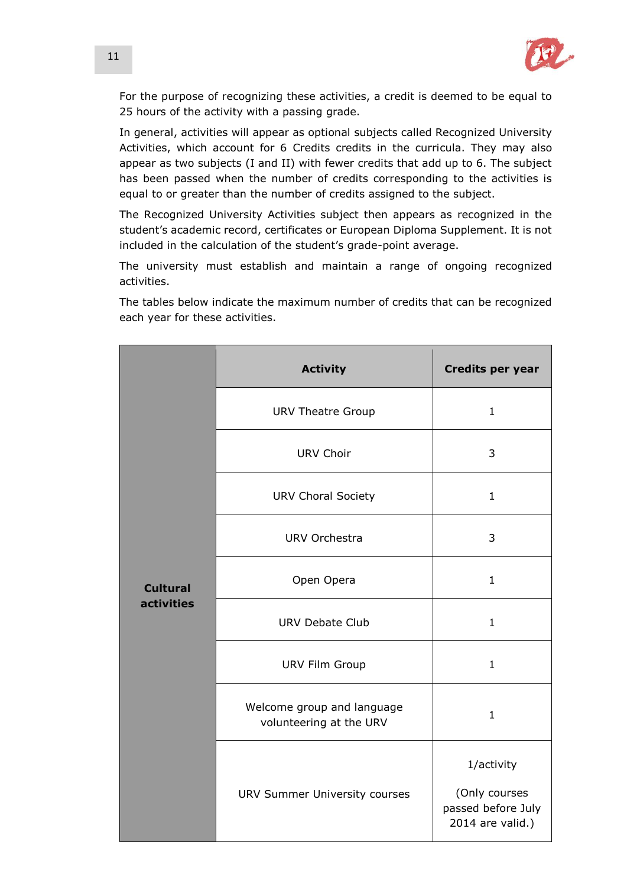For the purpose of recognizing these activities, a credit is deemed to be equal to 25 hours of the activity with a passing grade.

In general, activities will appear as optional subjects called Recognized University Activities, which account for 6 Credits credits in the curricula. They may also appear as two subjects (I and II) with fewer credits that add up to 6. The subject has been passed when the number of credits corresponding to the activities is equal to or greater than the number of credits assigned to the subject.

The Recognized University Activities subject then appears as recognized in the student's academic record, certificates or European Diploma Supplement. It is not included in the calculation of the student's grade-point average.

The university must establish and maintain a range of ongoing recognized activities.

The tables below indicate the maximum number of credits that can be recognized each year for these activities.

| | Activity | Credits per year |
|---|---|---|
| **Cultural activities** | URV Theatre Group | 1 |
| | URV Choir | 3 |
| | URV Choral Society | 1 |
| | URV Orchestra | 3 |
| | Open Opera | 1 |
| | URV Debate Club | 1 |
| | URV Film Group | 1 |
| | Welcome group and language volunteering at the URV | 1 |
| | URV Summer University courses | 1/activity (Only courses passed before July 2014 are valid.) |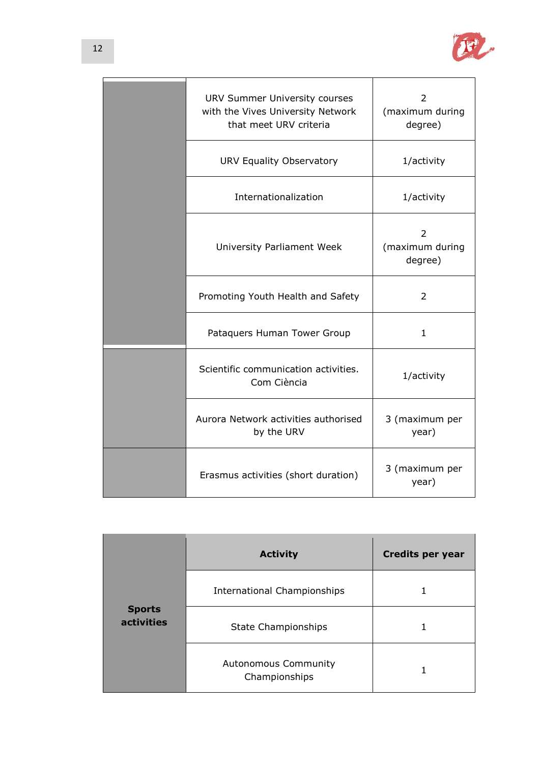| | | |
|---|---|---|
| | URV Summer University courses with the Vives University Network that meet URV criteria | 2 (maximum during degree) |
| | URV Equality Observatory | 1/activity |
| | Internationalization | 1/activity |
| | University Parliament Week | 2 (maximum during degree) |
| | Promoting Youth Health and Safety | 2 |
| | Pataquers Human Tower Group | 1 |
| | Scientific communication activities. Com Ciència | 1/activity |
| | Aurora Network activities authorised by the URV | 3 (maximum per year) |
| | Erasmus activities (short duration) | 3 (maximum per year) |

| | Activity | Credits per year |
|---|---|---|
| **Sports activities** | International Championships | 1 |
| | State Championships | 1 |
| | Autonomous Community Championships | 1 |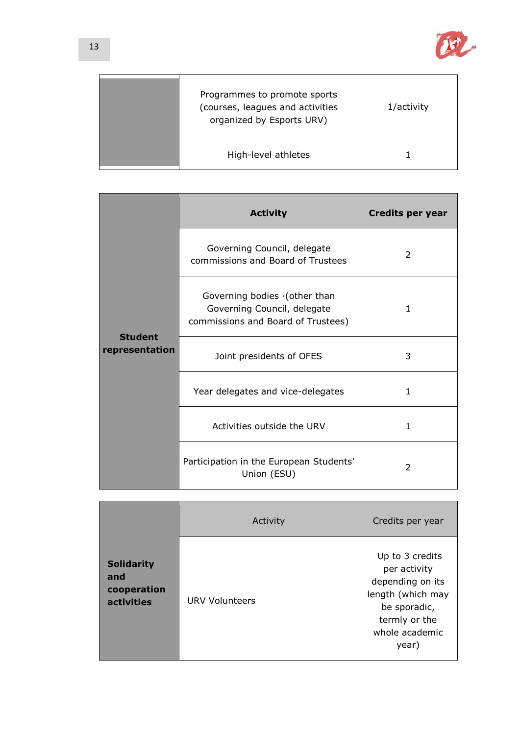| | | |
|---|---|---|
| | Programmes to promote sports (courses, leagues and activities organized by Esports URV) | 1/activity |
| | High-level athletes | 1 |

| | **Activity** | **Credits per year** |
|---|---|---|
| **Student representation** | Governing Council, delegate commissions and Board of Trustees | 2 |
| | Governing bodies ·(other than Governing Council, delegate commissions and Board of Trustees) | 1 |
| | Joint presidents of OFES | 3 |
| | Year delegates and vice-delegates | 1 |
| | Activities outside the URV | 1 |
| | Participation in the European Students' Union (ESU) | 2 |

| | Activity | Credits per year |
|---|---|---|
| **Solidarity and cooperation activities** | URV Volunteers | Up to 3 credits per activity depending on its length (which may be sporadic, termly or the whole academic year) |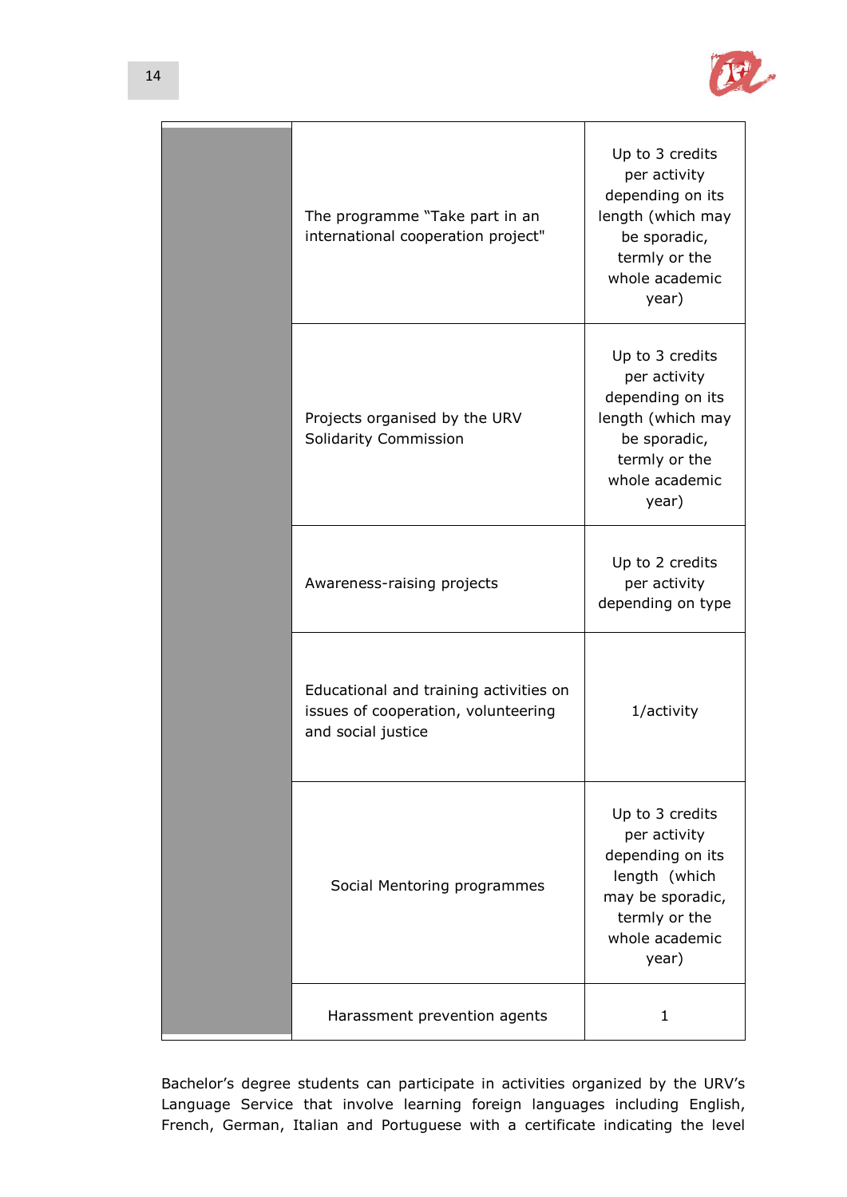| | | |
|---|---|---|
| | The programme "Take part in an international cooperation project" | Up to 3 credits per activity depending on its length (which may be sporadic, termly or the whole academic year) |
| | Projects organised by the URV Solidarity Commission | Up to 3 credits per activity depending on its length (which may be sporadic, termly or the whole academic year) |
| | Awareness-raising projects | Up to 2 credits per activity depending on type |
| | Educational and training activities on issues of cooperation, volunteering and social justice | 1/activity |
| | Social Mentoring programmes | Up to 3 credits per activity depending on its length (which may be sporadic, termly or the whole academic year) |
| | Harassment prevention agents | 1 |

Bachelor's degree students can participate in activities organized by the URV's Language Service that involve learning foreign languages including English, French, German, Italian and Portuguese with a certificate indicating the level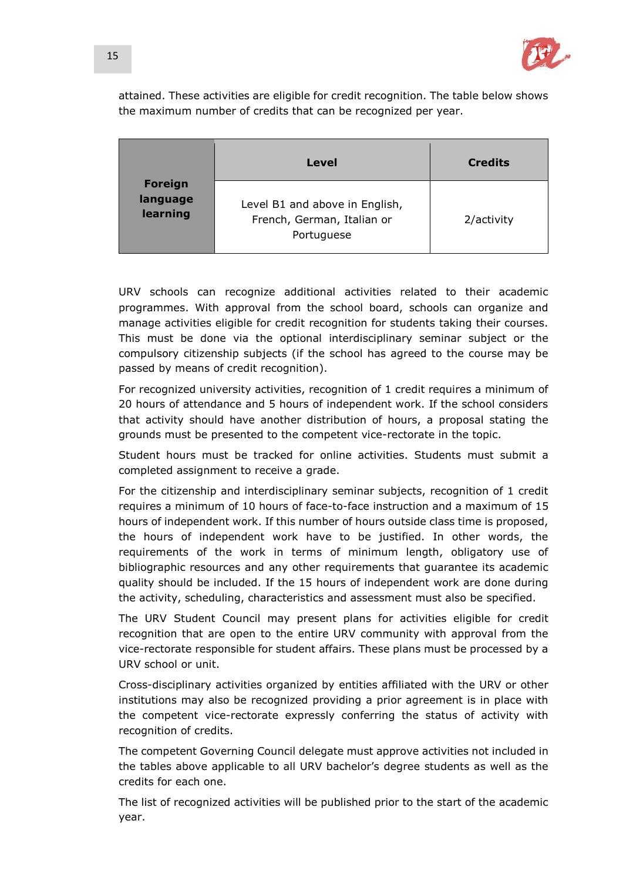attained. These activities are eligible for credit recognition. The table below shows the maximum number of credits that can be recognized per year.

| | Level | Credits |
|---|---|---|
| **Foreign language learning** | Level B1 and above in English, French, German, Italian or Portuguese | 2/activity |

URV schools can recognize additional activities related to their academic programmes. With approval from the school board, schools can organize and manage activities eligible for credit recognition for students taking their courses. This must be done via the optional interdisciplinary seminar subject or the compulsory citizenship subjects (if the school has agreed to the course may be passed by means of credit recognition).

For recognized university activities, recognition of 1 credit requires a minimum of 20 hours of attendance and 5 hours of independent work. If the school considers that activity should have another distribution of hours, a proposal stating the grounds must be presented to the competent vice-rectorate in the topic.

Student hours must be tracked for online activities. Students must submit a completed assignment to receive a grade.

For the citizenship and interdisciplinary seminar subjects, recognition of 1 credit requires a minimum of 10 hours of face-to-face instruction and a maximum of 15 hours of independent work. If this number of hours outside class time is proposed, the hours of independent work have to be justified. In other words, the requirements of the work in terms of minimum length, obligatory use of bibliographic resources and any other requirements that guarantee its academic quality should be included. If the 15 hours of independent work are done during the activity, scheduling, characteristics and assessment must also be specified.

The URV Student Council may present plans for activities eligible for credit recognition that are open to the entire URV community with approval from the vice-rectorate responsible for student affairs. These plans must be processed by a URV school or unit.

Cross-disciplinary activities organized by entities affiliated with the URV or other institutions may also be recognized providing a prior agreement is in place with the competent vice-rectorate expressly conferring the status of activity with recognition of credits.

The competent Governing Council delegate must approve activities not included in the tables above applicable to all URV bachelor's degree students as well as the credits for each one.

The list of recognized activities will be published prior to the start of the academic year.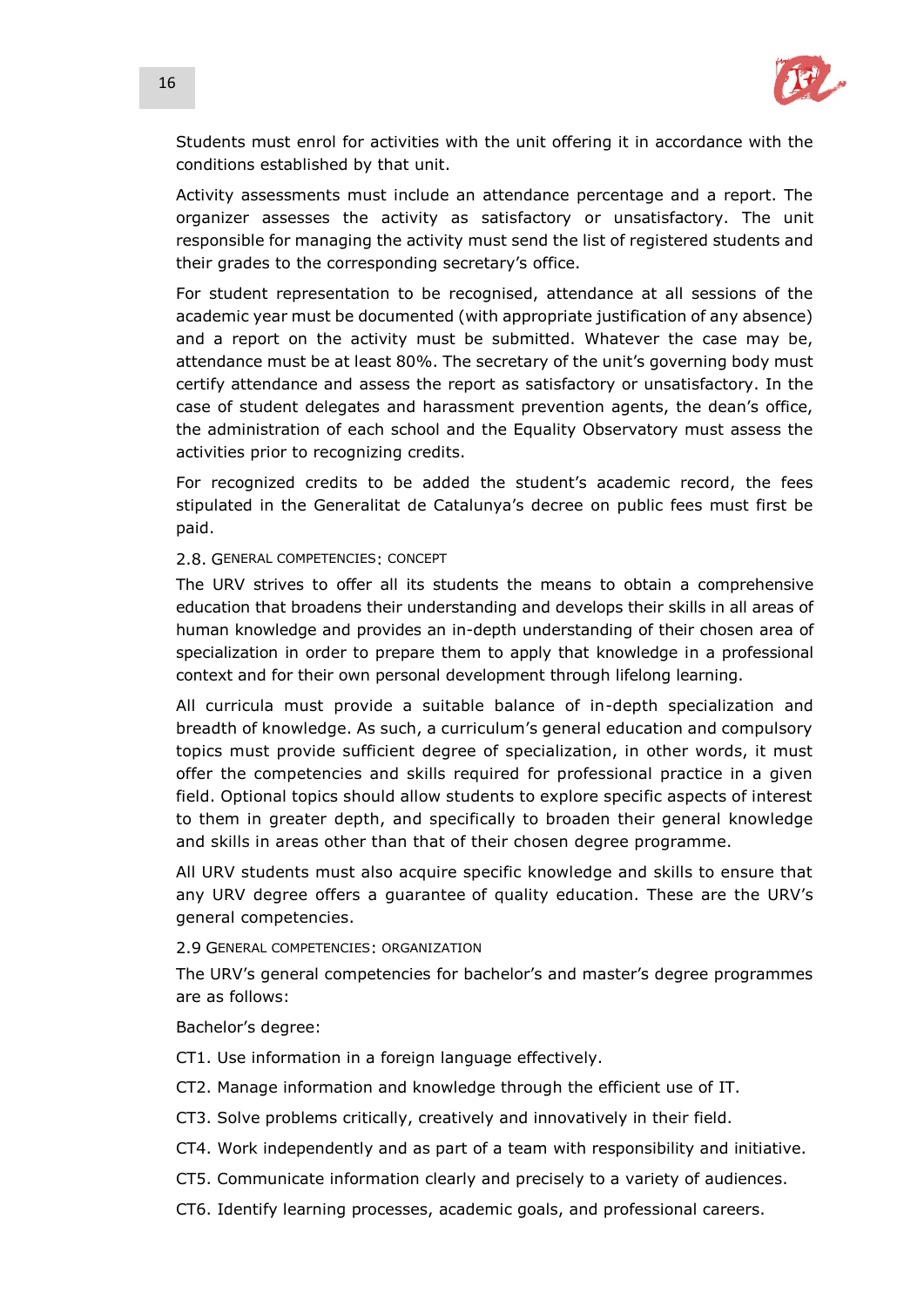Students must enrol for activities with the unit offering it in accordance with the conditions established by that unit.

Activity assessments must include an attendance percentage and a report. The organizer assesses the activity as satisfactory or unsatisfactory. The unit responsible for managing the activity must send the list of registered students and their grades to the corresponding secretary's office.

For student representation to be recognised, attendance at all sessions of the academic year must be documented (with appropriate justification of any absence) and a report on the activity must be submitted. Whatever the case may be, attendance must be at least 80%. The secretary of the unit's governing body must certify attendance and assess the report as satisfactory or unsatisfactory. In the case of student delegates and harassment prevention agents, the dean's office, the administration of each school and the Equality Observatory must assess the activities prior to recognizing credits.

For recognized credits to be added the student's academic record, the fees stipulated in the Generalitat de Catalunya's decree on public fees must first be paid.

### 2.8. General competencies: concept

The URV strives to offer all its students the means to obtain a comprehensive education that broadens their understanding and develops their skills in all areas of human knowledge and provides an in-depth understanding of their chosen area of specialization in order to prepare them to apply that knowledge in a professional context and for their own personal development through lifelong learning.

All curricula must provide a suitable balance of in-depth specialization and breadth of knowledge. As such, a curriculum's general education and compulsory topics must provide sufficient degree of specialization, in other words, it must offer the competencies and skills required for professional practice in a given field. Optional topics should allow students to explore specific aspects of interest to them in greater depth, and specifically to broaden their general knowledge and skills in areas other than that of their chosen degree programme.

All URV students must also acquire specific knowledge and skills to ensure that any URV degree offers a guarantee of quality education. These are the URV's general competencies.

### 2.9 General competencies: organization

The URV's general competencies for bachelor's and master's degree programmes are as follows:

Bachelor's degree:

CT1. Use information in a foreign language effectively.

CT2. Manage information and knowledge through the efficient use of IT.

CT3. Solve problems critically, creatively and innovatively in their field.

CT4. Work independently and as part of a team with responsibility and initiative.

CT5. Communicate information clearly and precisely to a variety of audiences.

CT6. Identify learning processes, academic goals, and professional careers.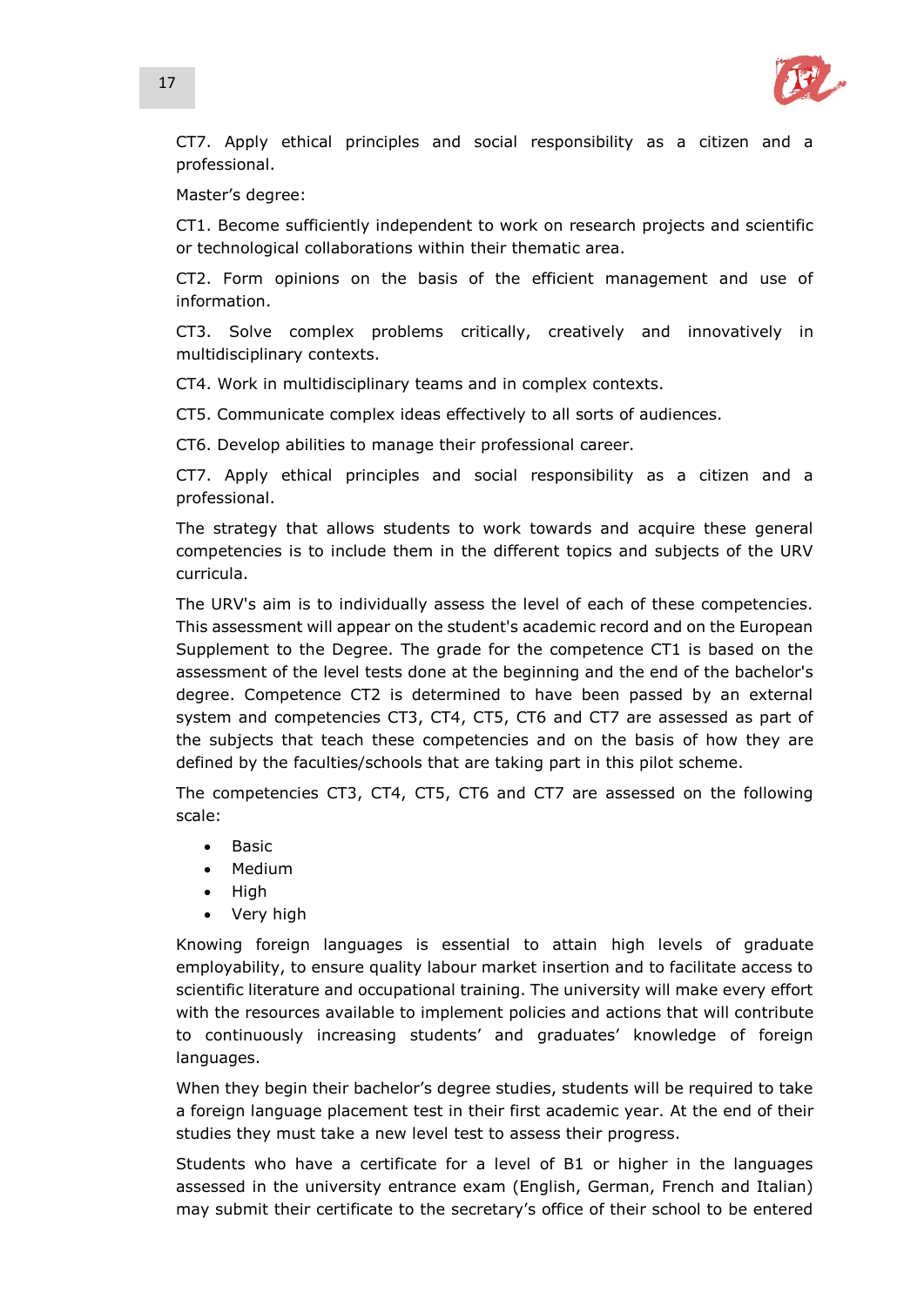CT7. Apply ethical principles and social responsibility as a citizen and a professional.

Master's degree:

CT1. Become sufficiently independent to work on research projects and scientific or technological collaborations within their thematic area.

CT2. Form opinions on the basis of the efficient management and use of information.

CT3. Solve complex problems critically, creatively and innovatively in multidisciplinary contexts.

CT4. Work in multidisciplinary teams and in complex contexts.

CT5. Communicate complex ideas effectively to all sorts of audiences.

CT6. Develop abilities to manage their professional career.

CT7. Apply ethical principles and social responsibility as a citizen and a professional.

The strategy that allows students to work towards and acquire these general competencies is to include them in the different topics and subjects of the URV curricula.

The URV's aim is to individually assess the level of each of these competencies. This assessment will appear on the student's academic record and on the European Supplement to the Degree. The grade for the competence CT1 is based on the assessment of the level tests done at the beginning and the end of the bachelor's degree. Competence CT2 is determined to have been passed by an external system and competencies CT3, CT4, CT5, CT6 and CT7 are assessed as part of the subjects that teach these competencies and on the basis of how they are defined by the faculties/schools that are taking part in this pilot scheme.

The competencies CT3, CT4, CT5, CT6 and CT7 are assessed on the following scale:

- Basic
- Medium
- High
- Very high

Knowing foreign languages is essential to attain high levels of graduate employability, to ensure quality labour market insertion and to facilitate access to scientific literature and occupational training. The university will make every effort with the resources available to implement policies and actions that will contribute to continuously increasing students' and graduates' knowledge of foreign languages.

When they begin their bachelor's degree studies, students will be required to take a foreign language placement test in their first academic year. At the end of their studies they must take a new level test to assess their progress.

Students who have a certificate for a level of B1 or higher in the languages assessed in the university entrance exam (English, German, French and Italian) may submit their certificate to the secretary's office of their school to be entered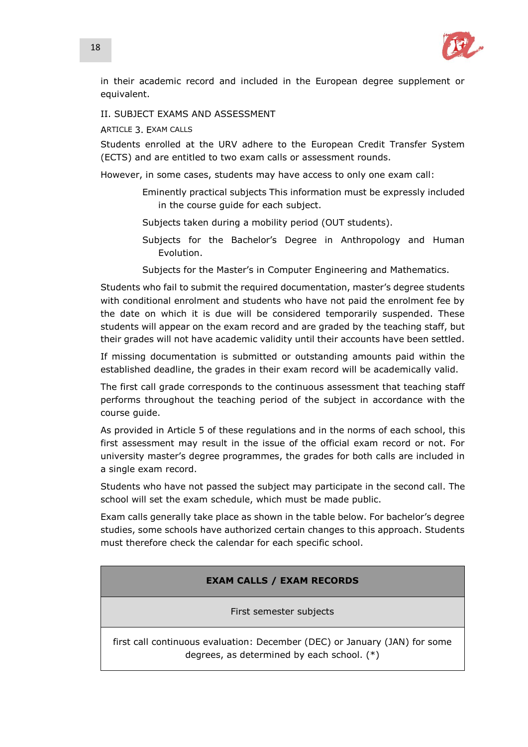in their academic record and included in the European degree supplement or equivalent.

## II. SUBJECT EXAMS AND ASSESSMENT

### Article 3. Exam calls

Students enrolled at the URV adhere to the European Credit Transfer System (ECTS) and are entitled to two exam calls or assessment rounds.

However, in some cases, students may have access to only one exam call:

- Eminently practical subjects This information must be expressly included in the course guide for each subject.
- Subjects taken during a mobility period (OUT students).
- Subjects for the Bachelor's Degree in Anthropology and Human Evolution.
- Subjects for the Master's in Computer Engineering and Mathematics.

Students who fail to submit the required documentation, master's degree students with conditional enrolment and students who have not paid the enrolment fee by the date on which it is due will be considered temporarily suspended. These students will appear on the exam record and are graded by the teaching staff, but their grades will not have academic validity until their accounts have been settled.

If missing documentation is submitted or outstanding amounts paid within the established deadline, the grades in their exam record will be academically valid.

The first call grade corresponds to the continuous assessment that teaching staff performs throughout the teaching period of the subject in accordance with the course guide.

As provided in Article 5 of these regulations and in the norms of each school, this first assessment may result in the issue of the official exam record or not. For university master's degree programmes, the grades for both calls are included in a single exam record.

Students who have not passed the subject may participate in the second call. The school will set the exam schedule, which must be made public.

Exam calls generally take place as shown in the table below. For bachelor's degree studies, some schools have authorized certain changes to this approach. Students must therefore check the calendar for each specific school.

| **EXAM CALLS / EXAM RECORDS** |
| --- |
| First semester subjects |
| first call continuous evaluation: December (DEC) or January (JAN) for some degrees, as determined by each school. (*) |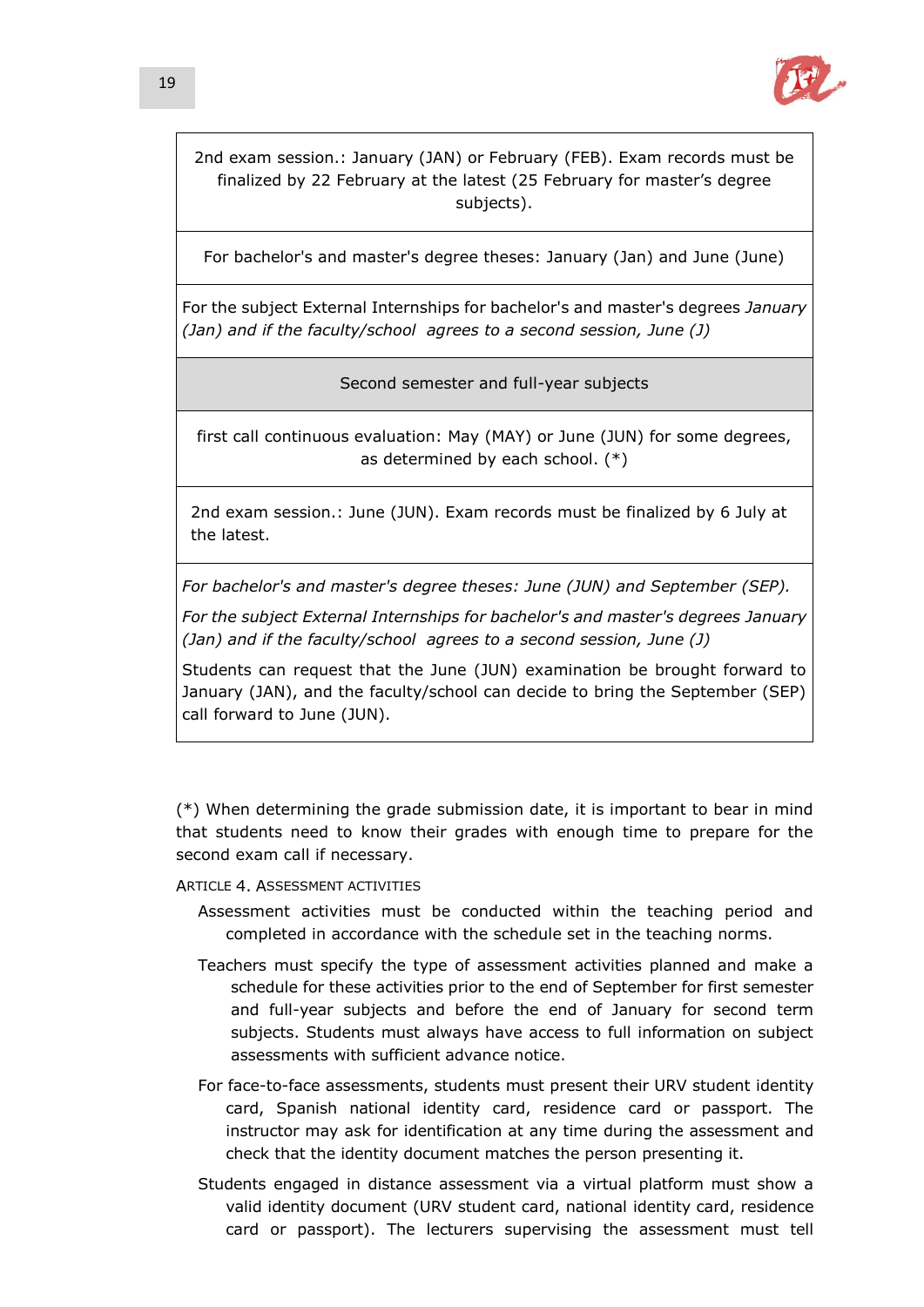| 2nd exam session.: January (JAN) or February (FEB). Exam records must be finalized by 22 February at the latest (25 February for master's degree subjects). |
|---|
| For bachelor's and master's degree theses: January (Jan) and June (June) |
| For the subject External Internships for bachelor's and master's degrees *January (Jan) and if the faculty/school agrees to a second session, June (J)* |
| Second semester and full-year subjects |
| first call continuous evaluation: May (MAY) or June (JUN) for some degrees, as determined by each school. (*) |
| 2nd exam session.: June (JUN). Exam records must be finalized by 6 July at the latest. |
| *For bachelor's and master's degree theses: June (JUN) and September (SEP).* <br> *For the subject External Internships for bachelor's and master's degrees January (Jan) and if the faculty/school agrees to a second session, June (J)* <br> Students can request that the June (JUN) examination be brought forward to January (JAN), and the faculty/school can decide to bring the September (SEP) call forward to June (JUN). |

(*) When determining the grade submission date, it is important to bear in mind that students need to know their grades with enough time to prepare for the second exam call if necessary.

## ARTICLE 4. ASSESSMENT ACTIVITIES

Assessment activities must be conducted within the teaching period and completed in accordance with the schedule set in the teaching norms.

Teachers must specify the type of assessment activities planned and make a schedule for these activities prior to the end of September for first semester and full-year subjects and before the end of January for second term subjects. Students must always have access to full information on subject assessments with sufficient advance notice.

For face-to-face assessments, students must present their URV student identity card, Spanish national identity card, residence card or passport. The instructor may ask for identification at any time during the assessment and check that the identity document matches the person presenting it.

Students engaged in distance assessment via a virtual platform must show a valid identity document (URV student card, national identity card, residence card or passport). The lecturers supervising the assessment must tell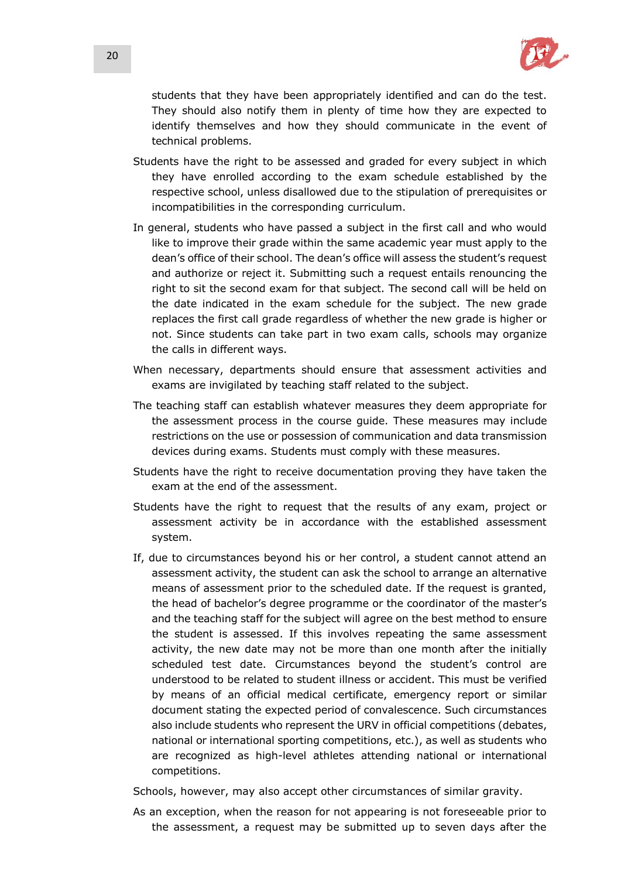students that they have been appropriately identified and can do the test. They should also notify them in plenty of time how they are expected to identify themselves and how they should communicate in the event of technical problems.

Students have the right to be assessed and graded for every subject in which they have enrolled according to the exam schedule established by the respective school, unless disallowed due to the stipulation of prerequisites or incompatibilities in the corresponding curriculum.

In general, students who have passed a subject in the first call and who would like to improve their grade within the same academic year must apply to the dean's office of their school. The dean's office will assess the student's request and authorize or reject it. Submitting such a request entails renouncing the right to sit the second exam for that subject. The second call will be held on the date indicated in the exam schedule for the subject. The new grade replaces the first call grade regardless of whether the new grade is higher or not. Since students can take part in two exam calls, schools may organize the calls in different ways.

When necessary, departments should ensure that assessment activities and exams are invigilated by teaching staff related to the subject.

The teaching staff can establish whatever measures they deem appropriate for the assessment process in the course guide. These measures may include restrictions on the use or possession of communication and data transmission devices during exams. Students must comply with these measures.

Students have the right to receive documentation proving they have taken the exam at the end of the assessment.

Students have the right to request that the results of any exam, project or assessment activity be in accordance with the established assessment system.

If, due to circumstances beyond his or her control, a student cannot attend an assessment activity, the student can ask the school to arrange an alternative means of assessment prior to the scheduled date. If the request is granted, the head of bachelor's degree programme or the coordinator of the master's and the teaching staff for the subject will agree on the best method to ensure the student is assessed. If this involves repeating the same assessment activity, the new date may not be more than one month after the initially scheduled test date. Circumstances beyond the student's control are understood to be related to student illness or accident. This must be verified by means of an official medical certificate, emergency report or similar document stating the expected period of convalescence. Such circumstances also include students who represent the URV in official competitions (debates, national or international sporting competitions, etc.), as well as students who are recognized as high-level athletes attending national or international competitions.

Schools, however, may also accept other circumstances of similar gravity.

As an exception, when the reason for not appearing is not foreseeable prior to the assessment, a request may be submitted up to seven days after the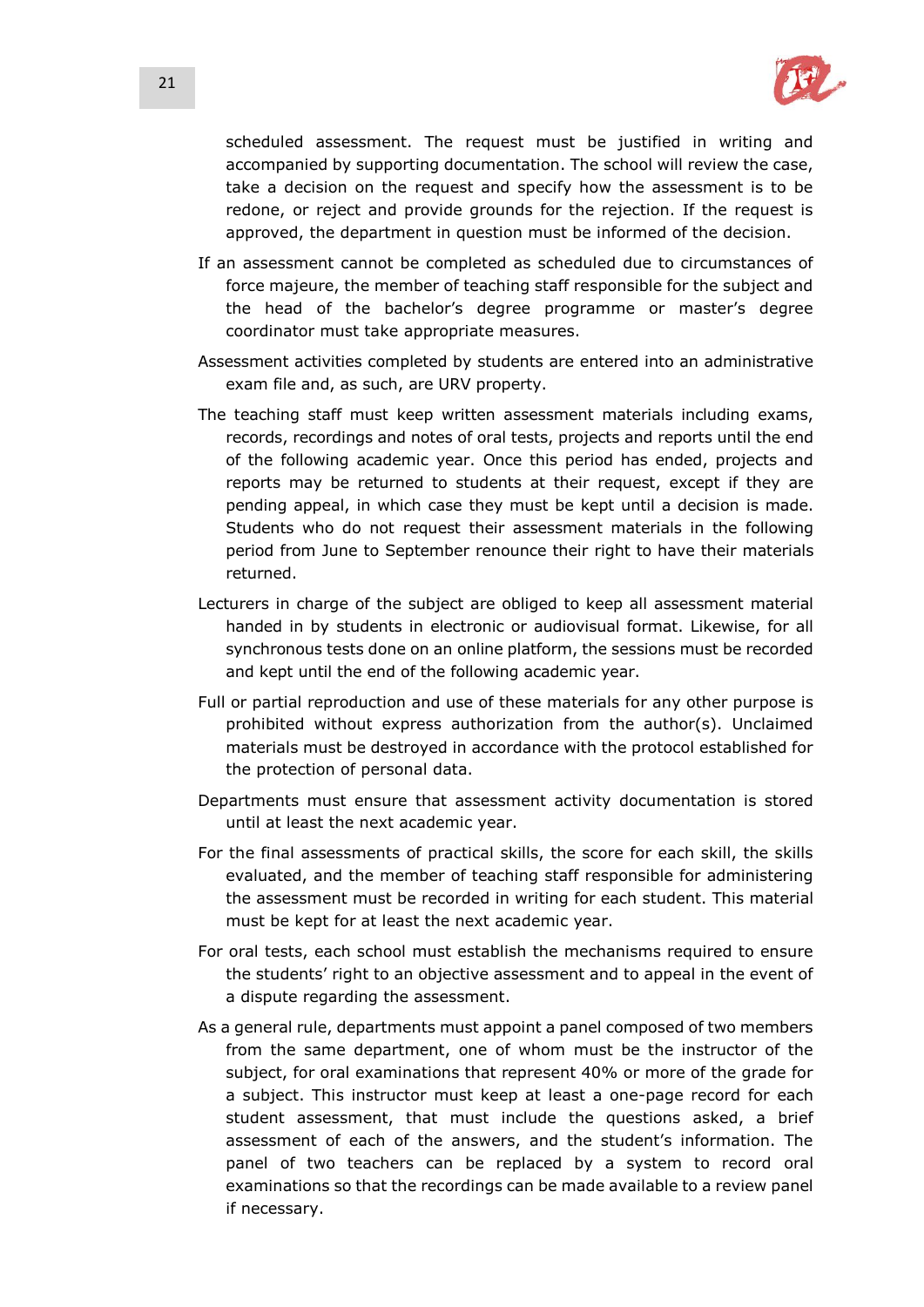scheduled assessment. The request must be justified in writing and accompanied by supporting documentation. The school will review the case, take a decision on the request and specify how the assessment is to be redone, or reject and provide grounds for the rejection. If the request is approved, the department in question must be informed of the decision.

If an assessment cannot be completed as scheduled due to circumstances of force majeure, the member of teaching staff responsible for the subject and the head of the bachelor's degree programme or master's degree coordinator must take appropriate measures.

Assessment activities completed by students are entered into an administrative exam file and, as such, are URV property.

The teaching staff must keep written assessment materials including exams, records, recordings and notes of oral tests, projects and reports until the end of the following academic year. Once this period has ended, projects and reports may be returned to students at their request, except if they are pending appeal, in which case they must be kept until a decision is made. Students who do not request their assessment materials in the following period from June to September renounce their right to have their materials returned.

Lecturers in charge of the subject are obliged to keep all assessment material handed in by students in electronic or audiovisual format. Likewise, for all synchronous tests done on an online platform, the sessions must be recorded and kept until the end of the following academic year.

Full or partial reproduction and use of these materials for any other purpose is prohibited without express authorization from the author(s). Unclaimed materials must be destroyed in accordance with the protocol established for the protection of personal data.

Departments must ensure that assessment activity documentation is stored until at least the next academic year.

For the final assessments of practical skills, the score for each skill, the skills evaluated, and the member of teaching staff responsible for administering the assessment must be recorded in writing for each student. This material must be kept for at least the next academic year.

For oral tests, each school must establish the mechanisms required to ensure the students' right to an objective assessment and to appeal in the event of a dispute regarding the assessment.

As a general rule, departments must appoint a panel composed of two members from the same department, one of whom must be the instructor of the subject, for oral examinations that represent 40% or more of the grade for a subject. This instructor must keep at least a one-page record for each student assessment, that must include the questions asked, a brief assessment of each of the answers, and the student's information. The panel of two teachers can be replaced by a system to record oral examinations so that the recordings can be made available to a review panel if necessary.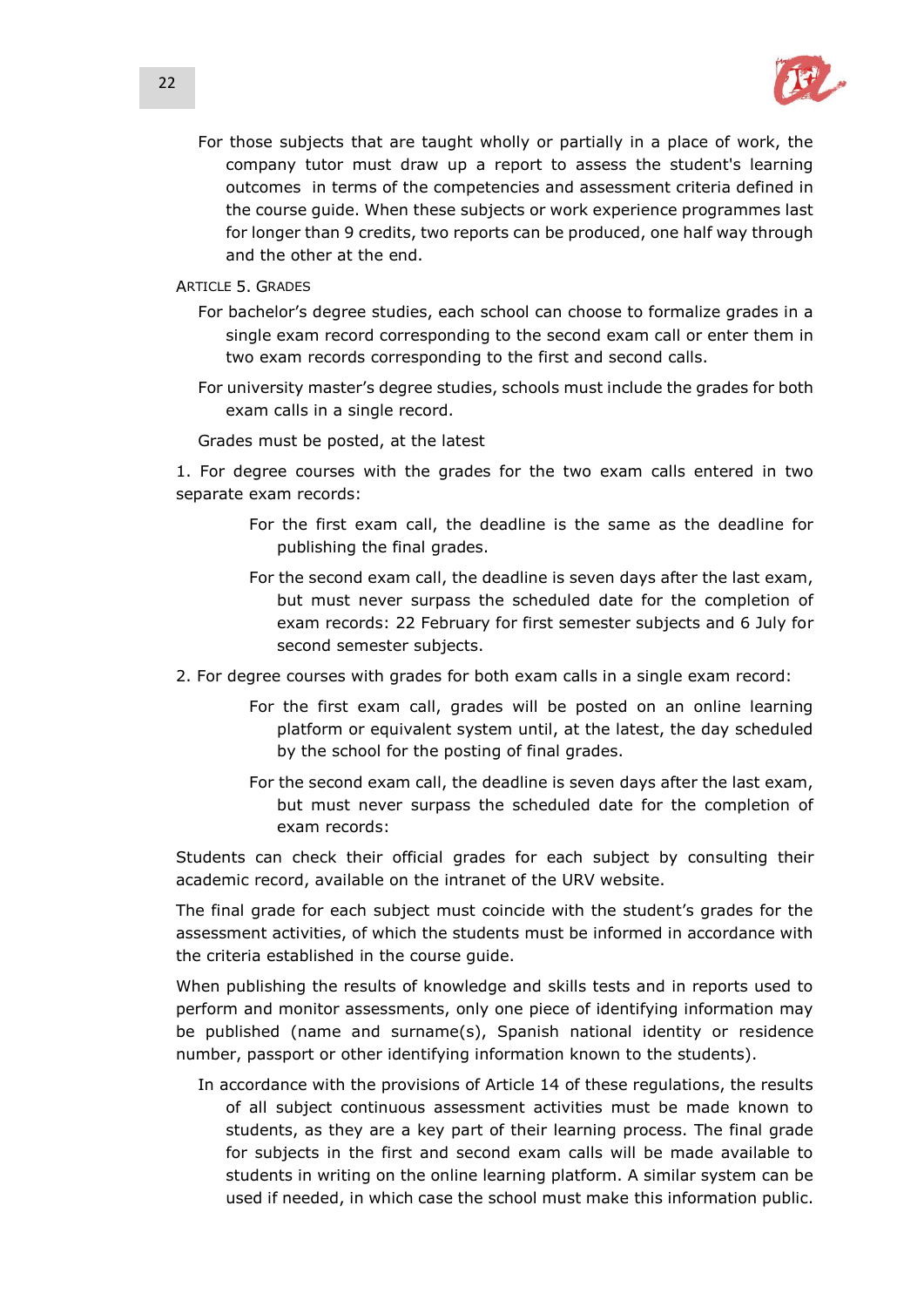For those subjects that are taught wholly or partially in a place of work, the company tutor must draw up a report to assess the student's learning outcomes in terms of the competencies and assessment criteria defined in the course guide. When these subjects or work experience programmes last for longer than 9 credits, two reports can be produced, one half way through and the other at the end.

### Article 5. Grades

For bachelor's degree studies, each school can choose to formalize grades in a single exam record corresponding to the second exam call or enter them in two exam records corresponding to the first and second calls.

For university master's degree studies, schools must include the grades for both exam calls in a single record.

Grades must be posted, at the latest

1. For degree courses with the grades for the two exam calls entered in two separate exam records:

    For the first exam call, the deadline is the same as the deadline for publishing the final grades.

    For the second exam call, the deadline is seven days after the last exam, but must never surpass the scheduled date for the completion of exam records: 22 February for first semester subjects and 6 July for second semester subjects.

2. For degree courses with grades for both exam calls in a single exam record:

    For the first exam call, grades will be posted on an online learning platform or equivalent system until, at the latest, the day scheduled by the school for the posting of final grades.

    For the second exam call, the deadline is seven days after the last exam, but must never surpass the scheduled date for the completion of exam records:

Students can check their official grades for each subject by consulting their academic record, available on the intranet of the URV website.

The final grade for each subject must coincide with the student's grades for the assessment activities, of which the students must be informed in accordance with the criteria established in the course guide.

When publishing the results of knowledge and skills tests and in reports used to perform and monitor assessments, only one piece of identifying information may be published (name and surname(s), Spanish national identity or residence number, passport or other identifying information known to the students).

In accordance with the provisions of Article 14 of these regulations, the results of all subject continuous assessment activities must be made known to students, as they are a key part of their learning process. The final grade for subjects in the first and second exam calls will be made available to students in writing on the online learning platform. A similar system can be used if needed, in which case the school must make this information public.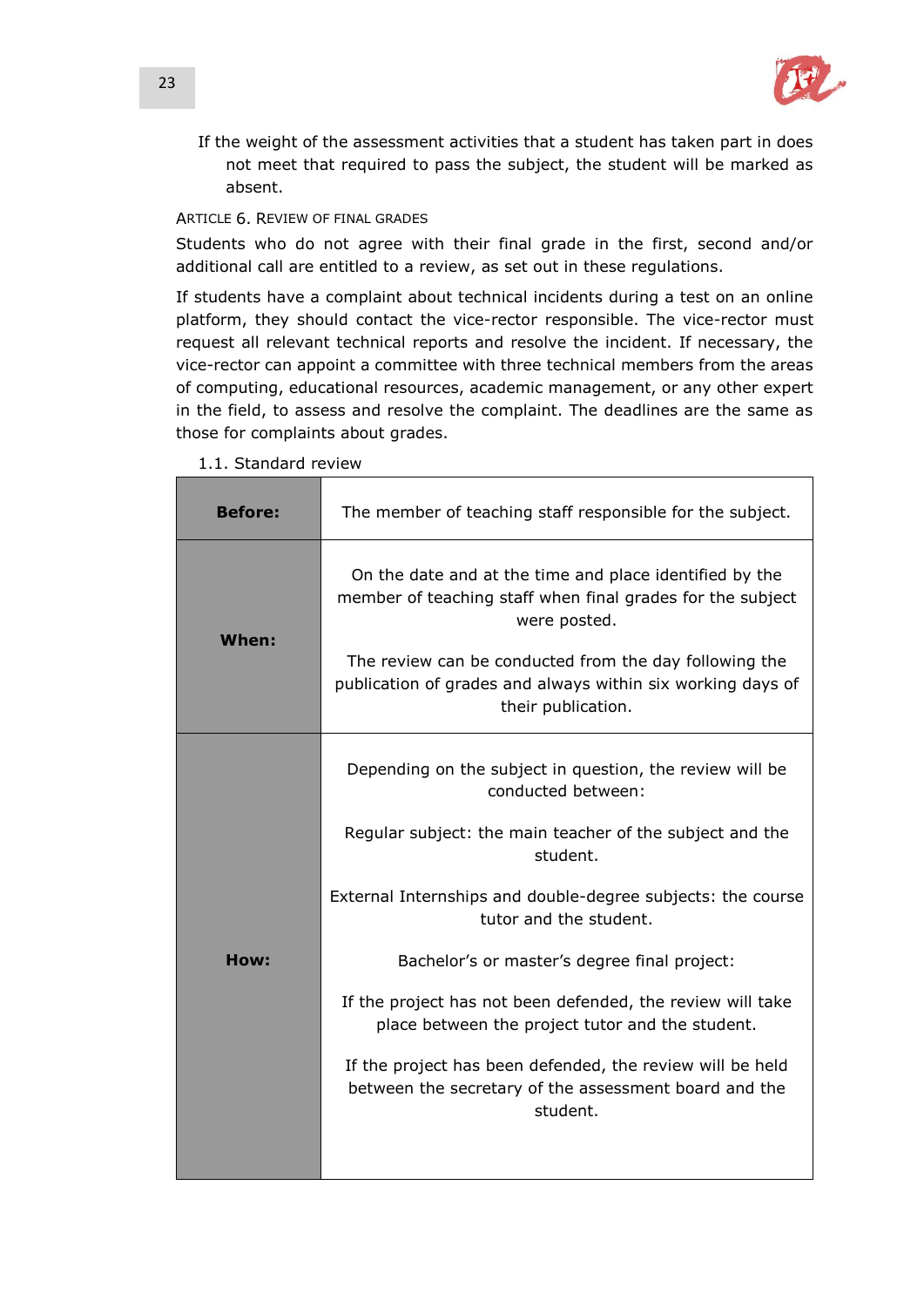If the weight of the assessment activities that a student has taken part in does not meet that required to pass the subject, the student will be marked as absent.

### Article 6. Review of final grades

Students who do not agree with their final grade in the first, second and/or additional call are entitled to a review, as set out in these regulations.

If students have a complaint about technical incidents during a test on an online platform, they should contact the vice-rector responsible. The vice-rector must request all relevant technical reports and resolve the incident. If necessary, the vice-rector can appoint a committee with three technical members from the areas of computing, educational resources, academic management, or any other expert in the field, to assess and resolve the complaint. The deadlines are the same as those for complaints about grades.

1.1. Standard review

| | |
|---|---|
| **Before:** | The member of teaching staff responsible for the subject. |
| **When:** | On the date and at the time and place identified by the member of teaching staff when final grades for the subject were posted.<br><br>The review can be conducted from the day following the publication of grades and always within six working days of their publication. |
| **How:** | Depending on the subject in question, the review will be conducted between:<br><br>Regular subject: the main teacher of the subject and the student.<br><br>External Internships and double-degree subjects: the course tutor and the student.<br><br>Bachelor's or master's degree final project:<br><br>If the project has not been defended, the review will take place between the project tutor and the student.<br><br>If the project has been defended, the review will be held between the secretary of the assessment board and the student. |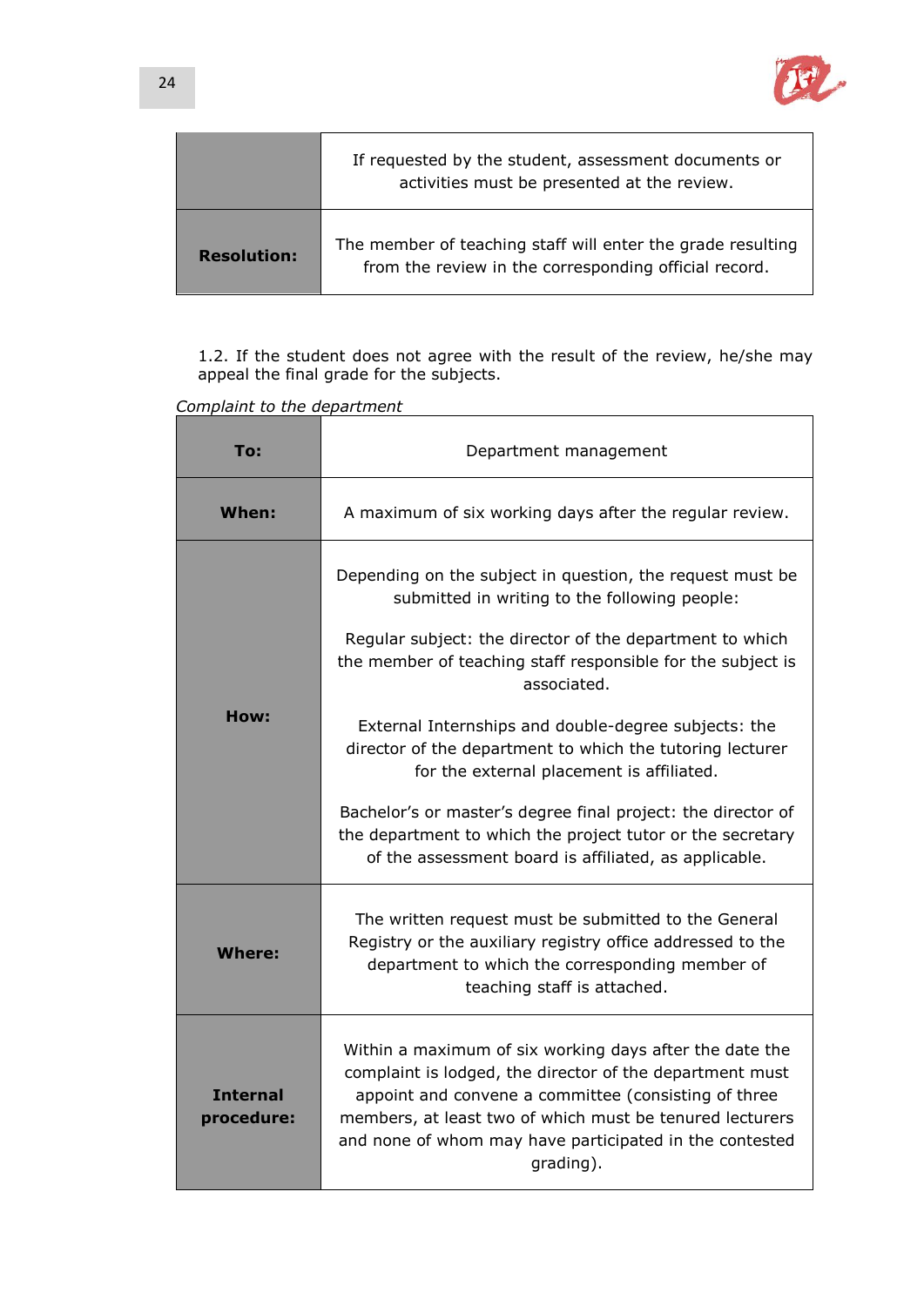| | |
|---|---|
| | If requested by the student, assessment documents or activities must be presented at the review. |
| **Resolution:** | The member of teaching staff will enter the grade resulting from the review in the corresponding official record. |

1.2. If the student does not agree with the result of the review, he/she may appeal the final grade for the subjects.

*Complaint to the department*

| | |
|---|---|
| **To:** | Department management |
| **When:** | A maximum of six working days after the regular review. |
| **How:** | Depending on the subject in question, the request must be submitted in writing to the following people:<br><br>Regular subject: the director of the department to which the member of teaching staff responsible for the subject is associated.<br><br>External Internships and double-degree subjects: the director of the department to which the tutoring lecturer for the external placement is affiliated.<br><br>Bachelor's or master's degree final project: the director of the department to which the project tutor or the secretary of the assessment board is affiliated, as applicable. |
| **Where:** | The written request must be submitted to the General Registry or the auxiliary registry office addressed to the department to which the corresponding member of teaching staff is attached. |
| **Internal procedure:** | Within a maximum of six working days after the date the complaint is lodged, the director of the department must appoint and convene a committee (consisting of three members, at least two of which must be tenured lecturers and none of whom may have participated in the contested grading). |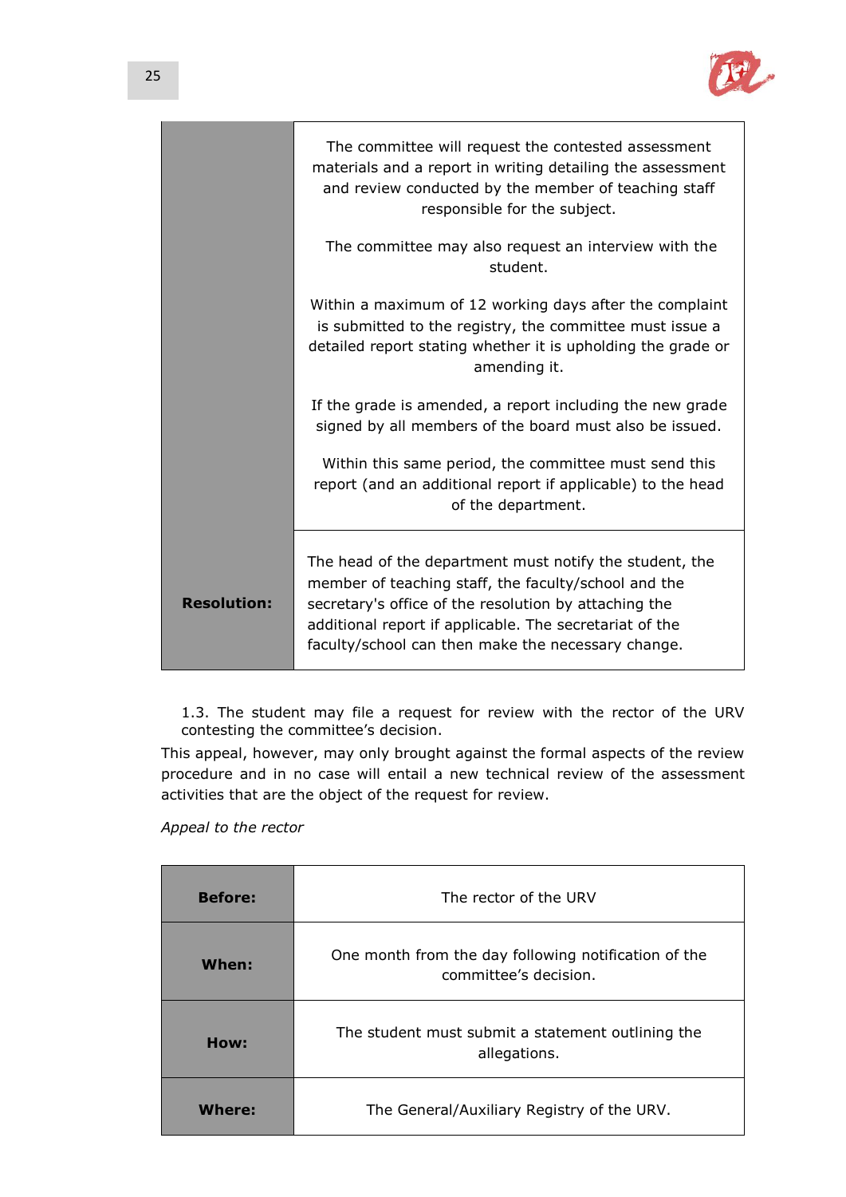| | |
|---|---|
| | The committee will request the contested assessment materials and a report in writing detailing the assessment and review conducted by the member of teaching staff responsible for the subject.<br><br>The committee may also request an interview with the student.<br><br>Within a maximum of 12 working days after the complaint is submitted to the registry, the committee must issue a detailed report stating whether it is upholding the grade or amending it.<br><br>If the grade is amended, a report including the new grade signed by all members of the board must also be issued.<br><br>Within this same period, the committee must send this report (and an additional report if applicable) to the head of the department. |
| **Resolution:** | The head of the department must notify the student, the member of teaching staff, the faculty/school and the secretary's office of the resolution by attaching the additional report if applicable. The secretariat of the faculty/school can then make the necessary change. |

1.3. The student may file a request for review with the rector of the URV contesting the committee's decision.

This appeal, however, may only brought against the formal aspects of the review procedure and in no case will entail a new technical review of the assessment activities that are the object of the request for review.

*Appeal to the rector*

| | |
|---|---|
| **Before:** | The rector of the URV |
| **When:** | One month from the day following notification of the committee's decision. |
| **How:** | The student must submit a statement outlining the allegations. |
| **Where:** | The General/Auxiliary Registry of the URV. |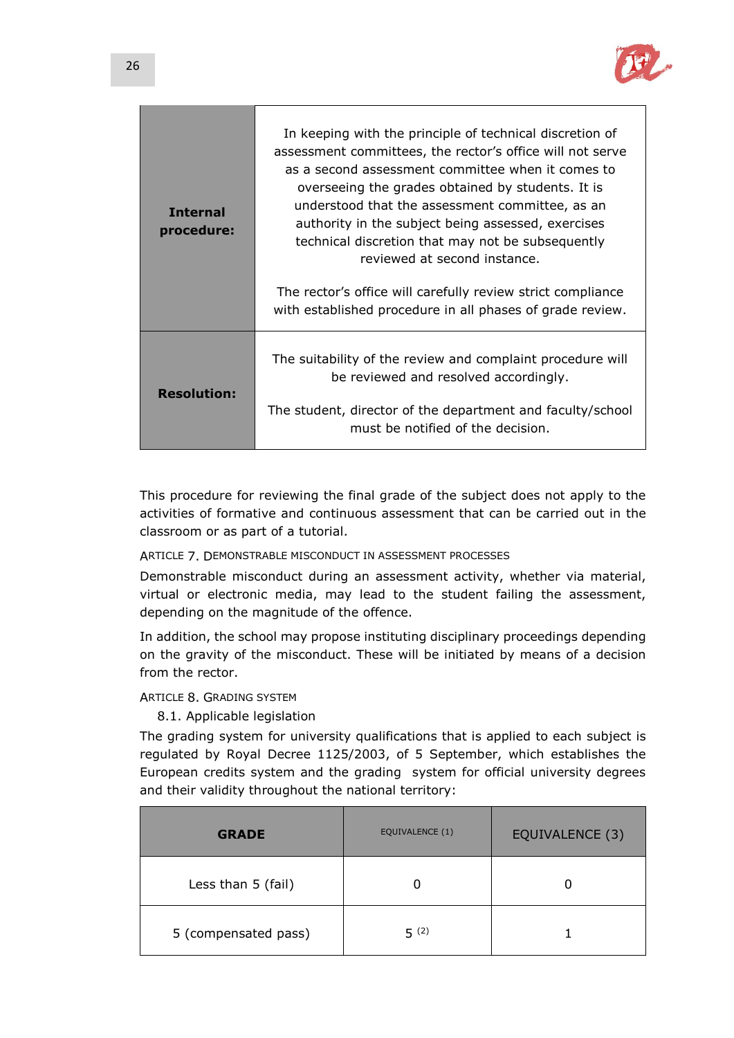| | |
|---|---|
| **Internal procedure:** | In keeping with the principle of technical discretion of assessment committees, the rector's office will not serve as a second assessment committee when it comes to overseeing the grades obtained by students. It is understood that the assessment committee, as an authority in the subject being assessed, exercises technical discretion that may not be subsequently reviewed at second instance.<br><br>The rector's office will carefully review strict compliance with established procedure in all phases of grade review. |
| **Resolution:** | The suitability of the review and complaint procedure will be reviewed and resolved accordingly.<br><br>The student, director of the department and faculty/school must be notified of the decision. |

This procedure for reviewing the final grade of the subject does not apply to the activities of formative and continuous assessment that can be carried out in the classroom or as part of a tutorial.

#### ARTICLE 7. DEMONSTRABLE MISCONDUCT IN ASSESSMENT PROCESSES

Demonstrable misconduct during an assessment activity, whether via material, virtual or electronic media, may lead to the student failing the assessment, depending on the magnitude of the offence.

In addition, the school may propose instituting disciplinary proceedings depending on the gravity of the misconduct. These will be initiated by means of a decision from the rector.

#### ARTICLE 8. GRADING SYSTEM

8.1. Applicable legislation

The grading system for university qualifications that is applied to each subject is regulated by Royal Decree 1125/2003, of 5 September, which establishes the European credits system and the grading system for official university degrees and their validity throughout the national territory:

| **GRADE** | EQUIVALENCE (1) | EQUIVALENCE (3) |
|---|---|---|
| Less than 5 (fail) | 0 | 0 |
| 5 (compensated pass) | 5 (2) | 1 |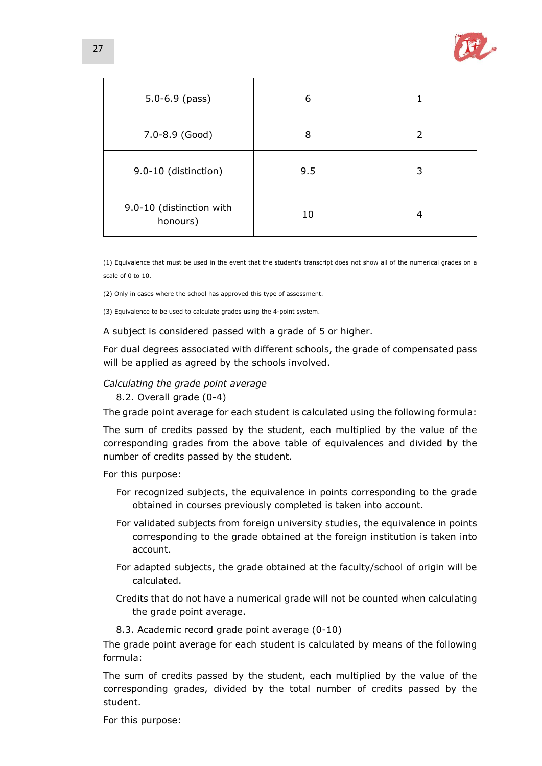| | | |
|---|---|---|
| 5.0-6.9 (pass) | 6 | 1 |
| 7.0-8.9 (Good) | 8 | 2 |
| 9.0-10 (distinction) | 9.5 | 3 |
| 9.0-10 (distinction with honours) | 10 | 4 |

(1) Equivalence that must be used in the event that the student's transcript does not show all of the numerical grades on a scale of 0 to 10.

(2) Only in cases where the school has approved this type of assessment.

(3) Equivalence to be used to calculate grades using the 4-point system.

A subject is considered passed with a grade of 5 or higher.

For dual degrees associated with different schools, the grade of compensated pass will be applied as agreed by the schools involved.

*Calculating the grade point average*

8.2. Overall grade (0-4)

The grade point average for each student is calculated using the following formula:

The sum of credits passed by the student, each multiplied by the value of the corresponding grades from the above table of equivalences and divided by the number of credits passed by the student.

For this purpose:

- For recognized subjects, the equivalence in points corresponding to the grade obtained in courses previously completed is taken into account.
- For validated subjects from foreign university studies, the equivalence in points corresponding to the grade obtained at the foreign institution is taken into account.
- For adapted subjects, the grade obtained at the faculty/school of origin will be calculated.
- Credits that do not have a numerical grade will not be counted when calculating the grade point average.

8.3. Academic record grade point average (0-10)

The grade point average for each student is calculated by means of the following formula:

The sum of credits passed by the student, each multiplied by the value of the corresponding grades, divided by the total number of credits passed by the student.

For this purpose: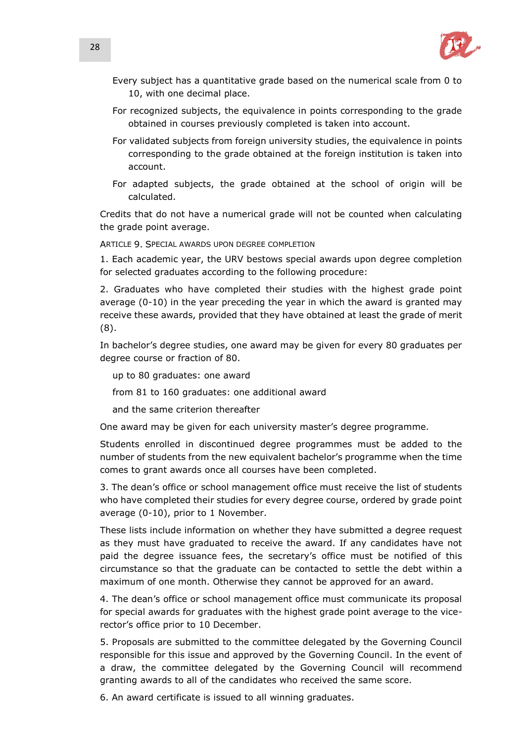- Every subject has a quantitative grade based on the numerical scale from 0 to 10, with one decimal place.
- For recognized subjects, the equivalence in points corresponding to the grade obtained in courses previously completed is taken into account.
- For validated subjects from foreign university studies, the equivalence in points corresponding to the grade obtained at the foreign institution is taken into account.
- For adapted subjects, the grade obtained at the school of origin will be calculated.

Credits that do not have a numerical grade will not be counted when calculating the grade point average.

### Article 9. Special awards upon degree completion

1. Each academic year, the URV bestows special awards upon degree completion for selected graduates according to the following procedure:

2. Graduates who have completed their studies with the highest grade point average (0-10) in the year preceding the year in which the award is granted may receive these awards, provided that they have obtained at least the grade of merit (8).

In bachelor's degree studies, one award may be given for every 80 graduates per degree course or fraction of 80.

- up to 80 graduates: one award
- from 81 to 160 graduates: one additional award
- and the same criterion thereafter

One award may be given for each university master's degree programme.

Students enrolled in discontinued degree programmes must be added to the number of students from the new equivalent bachelor's programme when the time comes to grant awards once all courses have been completed.

3. The dean's office or school management office must receive the list of students who have completed their studies for every degree course, ordered by grade point average (0-10), prior to 1 November.

These lists include information on whether they have submitted a degree request as they must have graduated to receive the award. If any candidates have not paid the degree issuance fees, the secretary's office must be notified of this circumstance so that the graduate can be contacted to settle the debt within a maximum of one month. Otherwise they cannot be approved for an award.

4. The dean's office or school management office must communicate its proposal for special awards for graduates with the highest grade point average to the vice-rector's office prior to 10 December.

5. Proposals are submitted to the committee delegated by the Governing Council responsible for this issue and approved by the Governing Council. In the event of a draw, the committee delegated by the Governing Council will recommend granting awards to all of the candidates who received the same score.

6. An award certificate is issued to all winning graduates.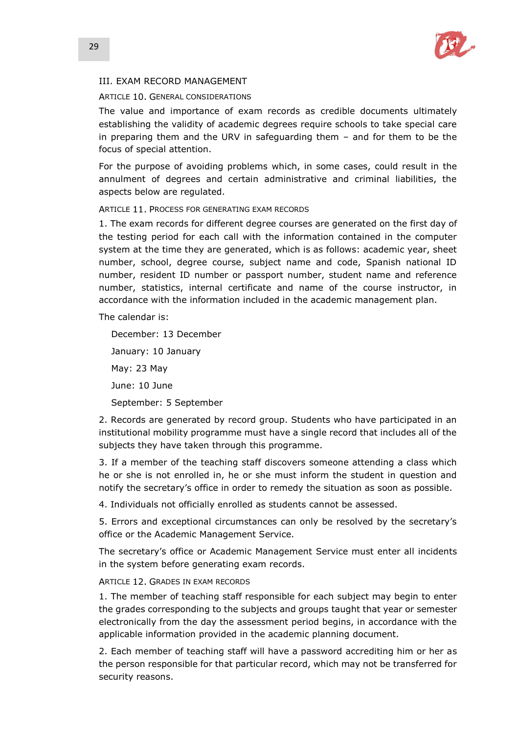## III. EXAM RECORD MANAGEMENT

### ARTICLE 10. GENERAL CONSIDERATIONS

The value and importance of exam records as credible documents ultimately establishing the validity of academic degrees require schools to take special care in preparing them and the URV in safeguarding them – and for them to be the focus of special attention.

For the purpose of avoiding problems which, in some cases, could result in the annulment of degrees and certain administrative and criminal liabilities, the aspects below are regulated.

### ARTICLE 11. PROCESS FOR GENERATING EXAM RECORDS

1. The exam records for different degree courses are generated on the first day of the testing period for each call with the information contained in the computer system at the time they are generated, which is as follows: academic year, sheet number, school, degree course, subject name and code, Spanish national ID number, resident ID number or passport number, student name and reference number, statistics, internal certificate and name of the course instructor, in accordance with the information included in the academic management plan.

The calendar is:

December: 13 December

January: 10 January

May: 23 May

June: 10 June

September: 5 September

2. Records are generated by record group. Students who have participated in an institutional mobility programme must have a single record that includes all of the subjects they have taken through this programme.

3. If a member of the teaching staff discovers someone attending a class which he or she is not enrolled in, he or she must inform the student in question and notify the secretary's office in order to remedy the situation as soon as possible.

4. Individuals not officially enrolled as students cannot be assessed.

5. Errors and exceptional circumstances can only be resolved by the secretary's office or the Academic Management Service.

The secretary's office or Academic Management Service must enter all incidents in the system before generating exam records.

### ARTICLE 12. GRADES IN EXAM RECORDS

1. The member of teaching staff responsible for each subject may begin to enter the grades corresponding to the subjects and groups taught that year or semester electronically from the day the assessment period begins, in accordance with the applicable information provided in the academic planning document.

2. Each member of teaching staff will have a password accrediting him or her as the person responsible for that particular record, which may not be transferred for security reasons.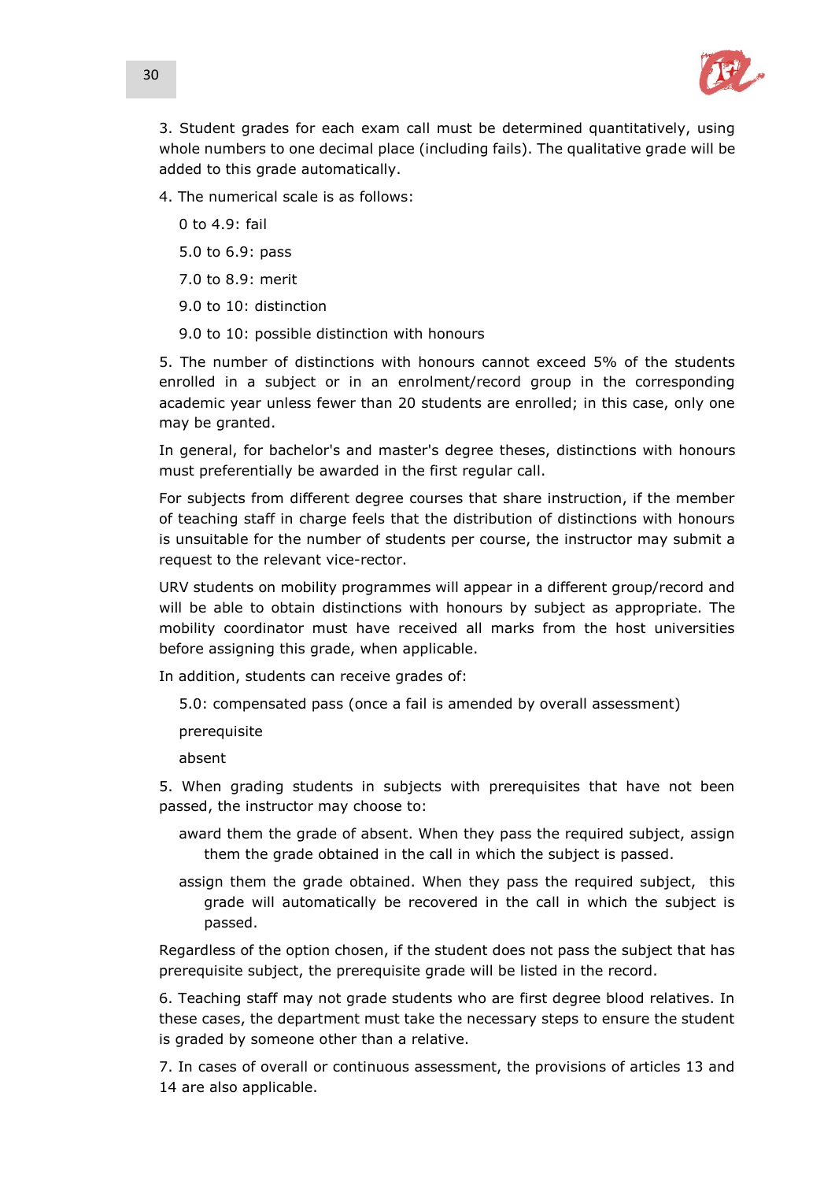3. Student grades for each exam call must be determined quantitatively, using whole numbers to one decimal place (including fails). The qualitative grade will be added to this grade automatically.

4. The numerical scale is as follows:

   0 to 4.9: fail

   5.0 to 6.9: pass

   7.0 to 8.9: merit

   9.0 to 10: distinction

   9.0 to 10: possible distinction with honours

5. The number of distinctions with honours cannot exceed 5% of the students enrolled in a subject or in an enrolment/record group in the corresponding academic year unless fewer than 20 students are enrolled; in this case, only one may be granted.

In general, for bachelor's and master's degree theses, distinctions with honours must preferentially be awarded in the first regular call.

For subjects from different degree courses that share instruction, if the member of teaching staff in charge feels that the distribution of distinctions with honours is unsuitable for the number of students per course, the instructor may submit a request to the relevant vice-rector.

URV students on mobility programmes will appear in a different group/record and will be able to obtain distinctions with honours by subject as appropriate. The mobility coordinator must have received all marks from the host universities before assigning this grade, when applicable.

In addition, students can receive grades of:

   5.0: compensated pass (once a fail is amended by overall assessment)

   prerequisite

   absent

5. When grading students in subjects with prerequisites that have not been passed, the instructor may choose to:

   award them the grade of absent. When they pass the required subject, assign them the grade obtained in the call in which the subject is passed.

   assign them the grade obtained. When they pass the required subject, this grade will automatically be recovered in the call in which the subject is passed.

Regardless of the option chosen, if the student does not pass the subject that has prerequisite subject, the prerequisite grade will be listed in the record.

6. Teaching staff may not grade students who are first degree blood relatives. In these cases, the department must take the necessary steps to ensure the student is graded by someone other than a relative.

7. In cases of overall or continuous assessment, the provisions of articles 13 and 14 are also applicable.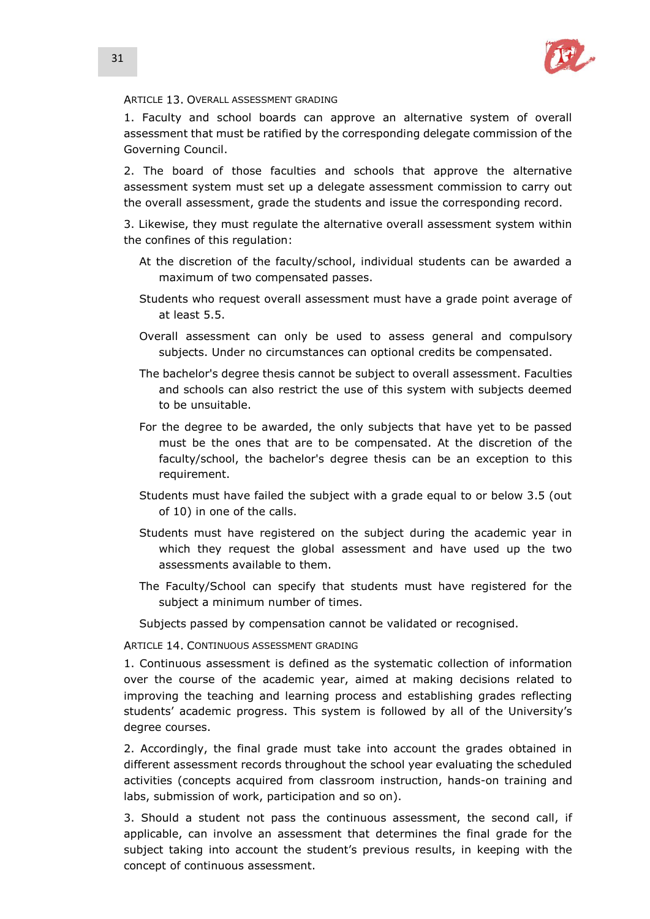### Article 13. Overall assessment grading

1. Faculty and school boards can approve an alternative system of overall assessment that must be ratified by the corresponding delegate commission of the Governing Council.

2. The board of those faculties and schools that approve the alternative assessment system must set up a delegate assessment commission to carry out the overall assessment, grade the students and issue the corresponding record.

3. Likewise, they must regulate the alternative overall assessment system within the confines of this regulation:

- At the discretion of the faculty/school, individual students can be awarded a maximum of two compensated passes.
- Students who request overall assessment must have a grade point average of at least 5.5.
- Overall assessment can only be used to assess general and compulsory subjects. Under no circumstances can optional credits be compensated.
- The bachelor's degree thesis cannot be subject to overall assessment. Faculties and schools can also restrict the use of this system with subjects deemed to be unsuitable.
- For the degree to be awarded, the only subjects that have yet to be passed must be the ones that are to be compensated. At the discretion of the faculty/school, the bachelor's degree thesis can be an exception to this requirement.
- Students must have failed the subject with a grade equal to or below 3.5 (out of 10) in one of the calls.
- Students must have registered on the subject during the academic year in which they request the global assessment and have used up the two assessments available to them.
- The Faculty/School can specify that students must have registered for the subject a minimum number of times.
- Subjects passed by compensation cannot be validated or recognised.

### Article 14. Continuous assessment grading

1. Continuous assessment is defined as the systematic collection of information over the course of the academic year, aimed at making decisions related to improving the teaching and learning process and establishing grades reflecting students' academic progress. This system is followed by all of the University's degree courses.

2. Accordingly, the final grade must take into account the grades obtained in different assessment records throughout the school year evaluating the scheduled activities (concepts acquired from classroom instruction, hands-on training and labs, submission of work, participation and so on).

3. Should a student not pass the continuous assessment, the second call, if applicable, can involve an assessment that determines the final grade for the subject taking into account the student's previous results, in keeping with the concept of continuous assessment.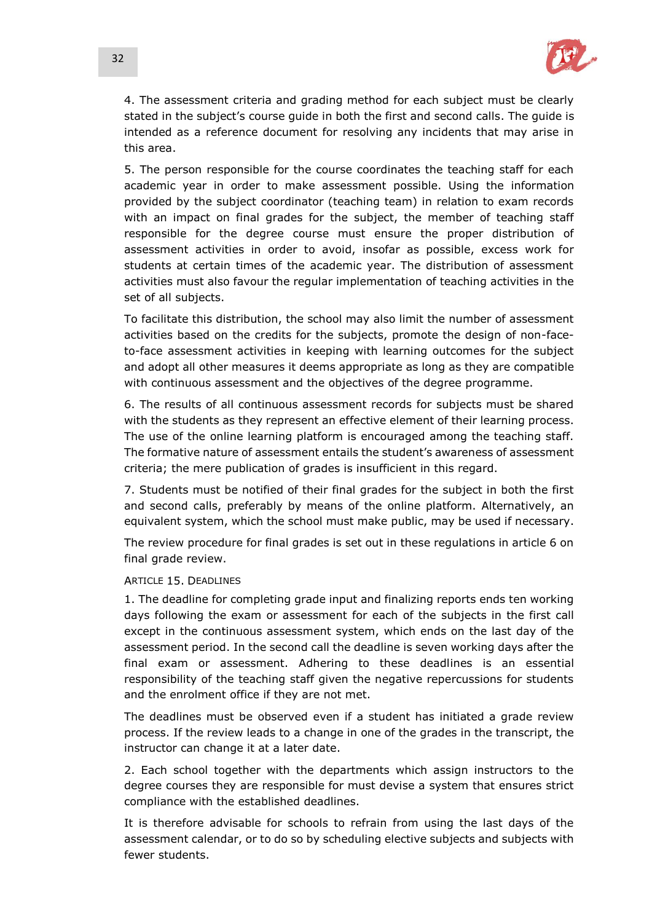4. The assessment criteria and grading method for each subject must be clearly stated in the subject's course guide in both the first and second calls. The guide is intended as a reference document for resolving any incidents that may arise in this area.

5. The person responsible for the course coordinates the teaching staff for each academic year in order to make assessment possible. Using the information provided by the subject coordinator (teaching team) in relation to exam records with an impact on final grades for the subject, the member of teaching staff responsible for the degree course must ensure the proper distribution of assessment activities in order to avoid, insofar as possible, excess work for students at certain times of the academic year. The distribution of assessment activities must also favour the regular implementation of teaching activities in the set of all subjects.

To facilitate this distribution, the school may also limit the number of assessment activities based on the credits for the subjects, promote the design of non-face-to-face assessment activities in keeping with learning outcomes for the subject and adopt all other measures it deems appropriate as long as they are compatible with continuous assessment and the objectives of the degree programme.

6. The results of all continuous assessment records for subjects must be shared with the students as they represent an effective element of their learning process. The use of the online learning platform is encouraged among the teaching staff. The formative nature of assessment entails the student's awareness of assessment criteria; the mere publication of grades is insufficient in this regard.

7. Students must be notified of their final grades for the subject in both the first and second calls, preferably by means of the online platform. Alternatively, an equivalent system, which the school must make public, may be used if necessary.

The review procedure for final grades is set out in these regulations in article 6 on final grade review.

### Article 15. Deadlines

1. The deadline for completing grade input and finalizing reports ends ten working days following the exam or assessment for each of the subjects in the first call except in the continuous assessment system, which ends on the last day of the assessment period. In the second call the deadline is seven working days after the final exam or assessment. Adhering to these deadlines is an essential responsibility of the teaching staff given the negative repercussions for students and the enrolment office if they are not met.

The deadlines must be observed even if a student has initiated a grade review process. If the review leads to a change in one of the grades in the transcript, the instructor can change it at a later date.

2. Each school together with the departments which assign instructors to the degree courses they are responsible for must devise a system that ensures strict compliance with the established deadlines.

It is therefore advisable for schools to refrain from using the last days of the assessment calendar, or to do so by scheduling elective subjects and subjects with fewer students.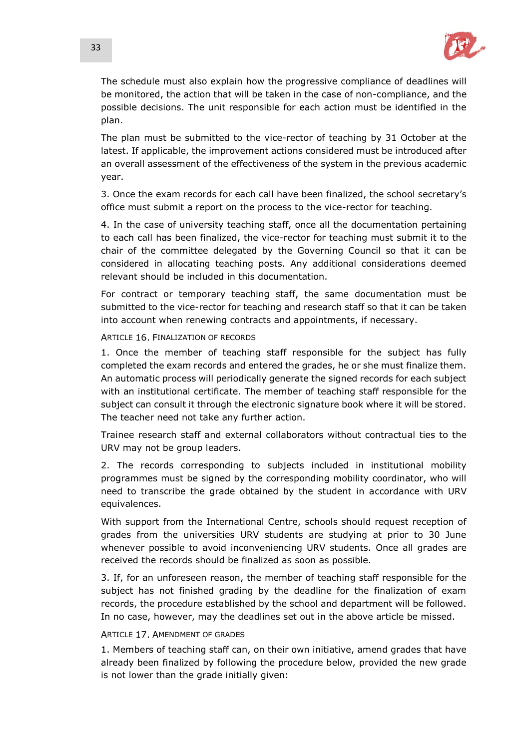The schedule must also explain how the progressive compliance of deadlines will be monitored, the action that will be taken in the case of non-compliance, and the possible decisions. The unit responsible for each action must be identified in the plan.

The plan must be submitted to the vice-rector of teaching by 31 October at the latest. If applicable, the improvement actions considered must be introduced after an overall assessment of the effectiveness of the system in the previous academic year.

3. Once the exam records for each call have been finalized, the school secretary's office must submit a report on the process to the vice-rector for teaching.

4. In the case of university teaching staff, once all the documentation pertaining to each call has been finalized, the vice-rector for teaching must submit it to the chair of the committee delegated by the Governing Council so that it can be considered in allocating teaching posts. Any additional considerations deemed relevant should be included in this documentation.

For contract or temporary teaching staff, the same documentation must be submitted to the vice-rector for teaching and research staff so that it can be taken into account when renewing contracts and appointments, if necessary.

### ARTICLE 16. FINALIZATION OF RECORDS

1. Once the member of teaching staff responsible for the subject has fully completed the exam records and entered the grades, he or she must finalize them. An automatic process will periodically generate the signed records for each subject with an institutional certificate. The member of teaching staff responsible for the subject can consult it through the electronic signature book where it will be stored. The teacher need not take any further action.

Trainee research staff and external collaborators without contractual ties to the URV may not be group leaders.

2. The records corresponding to subjects included in institutional mobility programmes must be signed by the corresponding mobility coordinator, who will need to transcribe the grade obtained by the student in accordance with URV equivalences.

With support from the International Centre, schools should request reception of grades from the universities URV students are studying at prior to 30 June whenever possible to avoid inconveniencing URV students. Once all grades are received the records should be finalized as soon as possible.

3. If, for an unforeseen reason, the member of teaching staff responsible for the subject has not finished grading by the deadline for the finalization of exam records, the procedure established by the school and department will be followed. In no case, however, may the deadlines set out in the above article be missed.

### ARTICLE 17. AMENDMENT OF GRADES

1. Members of teaching staff can, on their own initiative, amend grades that have already been finalized by following the procedure below, provided the new grade is not lower than the grade initially given: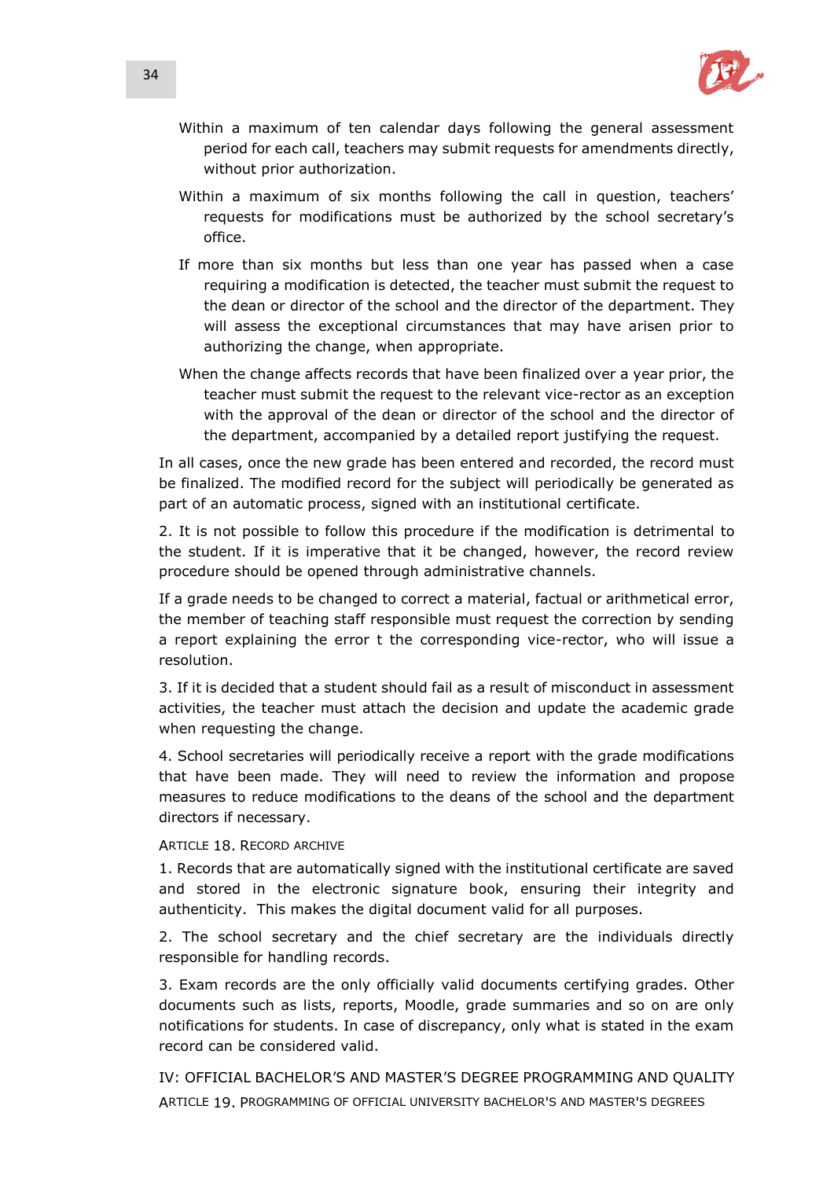Within a maximum of ten calendar days following the general assessment period for each call, teachers may submit requests for amendments directly, without prior authorization.

Within a maximum of six months following the call in question, teachers' requests for modifications must be authorized by the school secretary's office.

If more than six months but less than one year has passed when a case requiring a modification is detected, the teacher must submit the request to the dean or director of the school and the director of the department. They will assess the exceptional circumstances that may have arisen prior to authorizing the change, when appropriate.

When the change affects records that have been finalized over a year prior, the teacher must submit the request to the relevant vice-rector as an exception with the approval of the dean or director of the school and the director of the department, accompanied by a detailed report justifying the request.

In all cases, once the new grade has been entered and recorded, the record must be finalized. The modified record for the subject will periodically be generated as part of an automatic process, signed with an institutional certificate.

2. It is not possible to follow this procedure if the modification is detrimental to the student. If it is imperative that it be changed, however, the record review procedure should be opened through administrative channels.

If a grade needs to be changed to correct a material, factual or arithmetical error, the member of teaching staff responsible must request the correction by sending a report explaining the error t the corresponding vice-rector, who will issue a resolution.

3. If it is decided that a student should fail as a result of misconduct in assessment activities, the teacher must attach the decision and update the academic grade when requesting the change.

4. School secretaries will periodically receive a report with the grade modifications that have been made. They will need to review the information and propose measures to reduce modifications to the deans of the school and the department directors if necessary.

### ARTICLE 18. RECORD ARCHIVE

1. Records that are automatically signed with the institutional certificate are saved and stored in the electronic signature book, ensuring their integrity and authenticity. This makes the digital document valid for all purposes.

2. The school secretary and the chief secretary are the individuals directly responsible for handling records.

3. Exam records are the only officially valid documents certifying grades. Other documents such as lists, reports, Moodle, grade summaries and so on are only notifications for students. In case of discrepancy, only what is stated in the exam record can be considered valid.

## IV: OFFICIAL BACHELOR'S AND MASTER'S DEGREE PROGRAMMING AND QUALITY

### ARTICLE 19. PROGRAMMING OF OFFICIAL UNIVERSITY BACHELOR'S AND MASTER'S DEGREES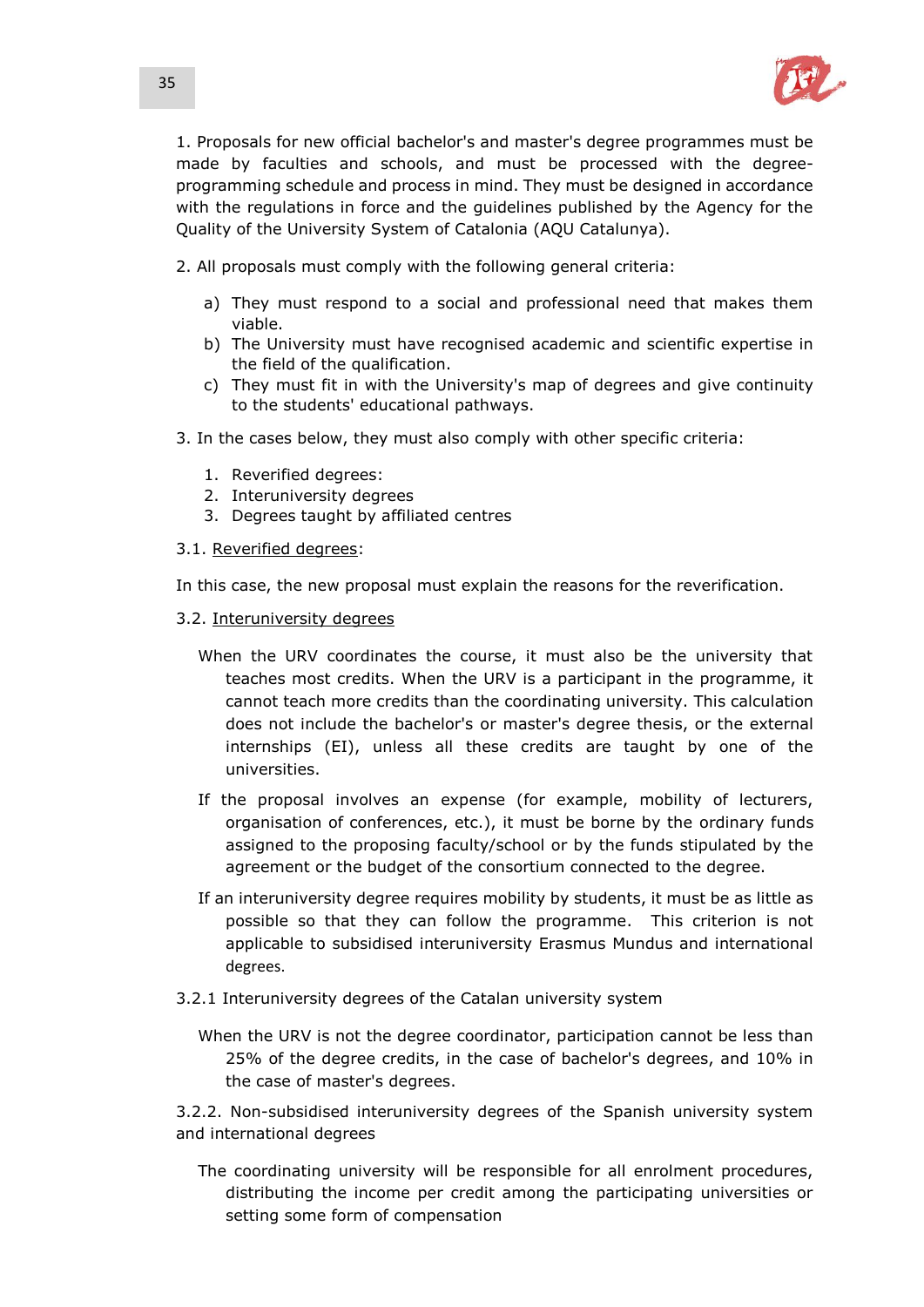1. Proposals for new official bachelor's and master's degree programmes must be made by faculties and schools, and must be processed with the degree-programming schedule and process in mind. They must be designed in accordance with the regulations in force and the guidelines published by the Agency for the Quality of the University System of Catalonia (AQU Catalunya).

2. All proposals must comply with the following general criteria:

   a) They must respond to a social and professional need that makes them viable.
   b) The University must have recognised academic and scientific expertise in the field of the qualification.
   c) They must fit in with the University's map of degrees and give continuity to the students' educational pathways.

3. In the cases below, they must also comply with other specific criteria:

   1. Reverified degrees:
   2. Interuniversity degrees
   3. Degrees taught by affiliated centres

3.1. <u>Reverified degrees</u>:

In this case, the new proposal must explain the reasons for the reverification.

3.2. <u>Interuniversity degrees</u>

When the URV coordinates the course, it must also be the university that teaches most credits. When the URV is a participant in the programme, it cannot teach more credits than the coordinating university. This calculation does not include the bachelor's or master's degree thesis, or the external internships (EI), unless all these credits are taught by one of the universities.

If the proposal involves an expense (for example, mobility of lecturers, organisation of conferences, etc.), it must be borne by the ordinary funds assigned to the proposing faculty/school or by the funds stipulated by the agreement or the budget of the consortium connected to the degree.

If an interuniversity degree requires mobility by students, it must be as little as possible so that they can follow the programme. This criterion is not applicable to subsidised interuniversity Erasmus Mundus and international degrees.

3.2.1 Interuniversity degrees of the Catalan university system

When the URV is not the degree coordinator, participation cannot be less than 25% of the degree credits, in the case of bachelor's degrees, and 10% in the case of master's degrees.

3.2.2. Non-subsidised interuniversity degrees of the Spanish university system and international degrees

The coordinating university will be responsible for all enrolment procedures, distributing the income per credit among the participating universities or setting some form of compensation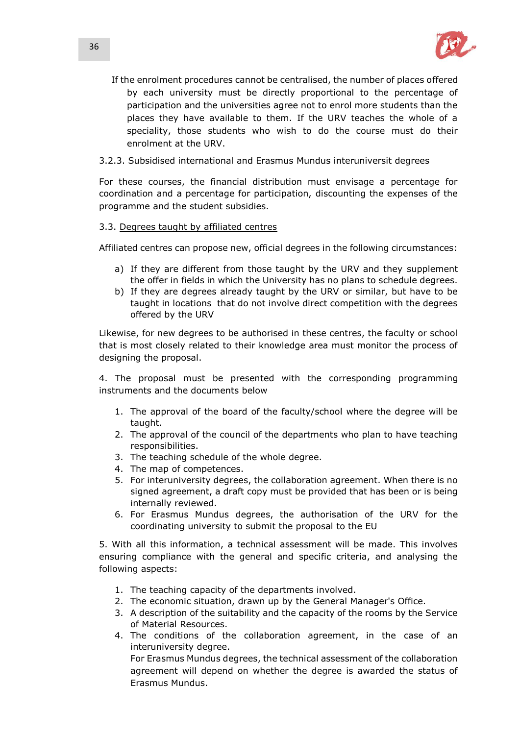If the enrolment procedures cannot be centralised, the number of places offered by each university must be directly proportional to the percentage of participation and the universities agree not to enrol more students than the places they have available to them. If the URV teaches the whole of a speciality, those students who wish to do the course must do their enrolment at the URV.

3.2.3. Subsidised international and Erasmus Mundus interuniversit degrees

For these courses, the financial distribution must envisage a percentage for coordination and a percentage for participation, discounting the expenses of the programme and the student subsidies.

3.3. <u>Degrees taught by affiliated centres</u>

Affiliated centres can propose new, official degrees in the following circumstances:

a) If they are different from those taught by the URV and they supplement the offer in fields in which the University has no plans to schedule degrees.
b) If they are degrees already taught by the URV or similar, but have to be taught in locations that do not involve direct competition with the degrees offered by the URV

Likewise, for new degrees to be authorised in these centres, the faculty or school that is most closely related to their knowledge area must monitor the process of designing the proposal.

4. The proposal must be presented with the corresponding programming instruments and the documents below

1. The approval of the board of the faculty/school where the degree will be taught.
2. The approval of the council of the departments who plan to have teaching responsibilities.
3. The teaching schedule of the whole degree.
4. The map of competences.
5. For interuniversity degrees, the collaboration agreement. When there is no signed agreement, a draft copy must be provided that has been or is being internally reviewed.
6. For Erasmus Mundus degrees, the authorisation of the URV for the coordinating university to submit the proposal to the EU

5. With all this information, a technical assessment will be made. This involves ensuring compliance with the general and specific criteria, and analysing the following aspects:

1. The teaching capacity of the departments involved.
2. The economic situation, drawn up by the General Manager's Office.
3. A description of the suitability and the capacity of the rooms by the Service of Material Resources.
4. The conditions of the collaboration agreement, in the case of an interuniversity degree.
   For Erasmus Mundus degrees, the technical assessment of the collaboration agreement will depend on whether the degree is awarded the status of Erasmus Mundus.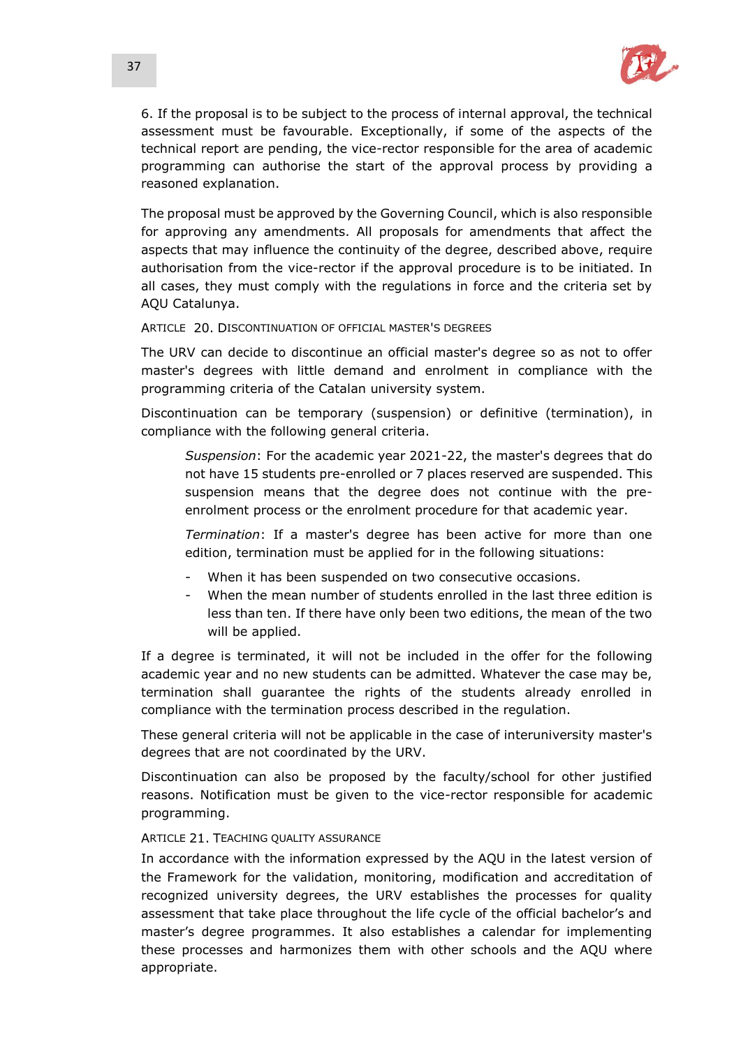6. If the proposal is to be subject to the process of internal approval, the technical assessment must be favourable. Exceptionally, if some of the aspects of the technical report are pending, the vice-rector responsible for the area of academic programming can authorise the start of the approval process by providing a reasoned explanation.

The proposal must be approved by the Governing Council, which is also responsible for approving any amendments. All proposals for amendments that affect the aspects that may influence the continuity of the degree, described above, require authorisation from the vice-rector if the approval procedure is to be initiated. In all cases, they must comply with the regulations in force and the criteria set by AQU Catalunya.

### Article 20. Discontinuation of official master's degrees

The URV can decide to discontinue an official master's degree so as not to offer master's degrees with little demand and enrolment in compliance with the programming criteria of the Catalan university system.

Discontinuation can be temporary (suspension) or definitive (termination), in compliance with the following general criteria.

> *Suspension*: For the academic year 2021-22, the master's degrees that do not have 15 students pre-enrolled or 7 places reserved are suspended. This suspension means that the degree does not continue with the pre-enrolment process or the enrolment procedure for that academic year.
>
> *Termination*: If a master's degree has been active for more than one edition, termination must be applied for in the following situations:
>
> - When it has been suspended on two consecutive occasions.
> - When the mean number of students enrolled in the last three edition is less than ten. If there have only been two editions, the mean of the two will be applied.

If a degree is terminated, it will not be included in the offer for the following academic year and no new students can be admitted. Whatever the case may be, termination shall guarantee the rights of the students already enrolled in compliance with the termination process described in the regulation.

These general criteria will not be applicable in the case of interuniversity master's degrees that are not coordinated by the URV.

Discontinuation can also be proposed by the faculty/school for other justified reasons. Notification must be given to the vice-rector responsible for academic programming.

### Article 21. Teaching quality assurance

In accordance with the information expressed by the AQU in the latest version of the Framework for the validation, monitoring, modification and accreditation of recognized university degrees, the URV establishes the processes for quality assessment that take place throughout the life cycle of the official bachelor's and master's degree programmes. It also establishes a calendar for implementing these processes and harmonizes them with other schools and the AQU where appropriate.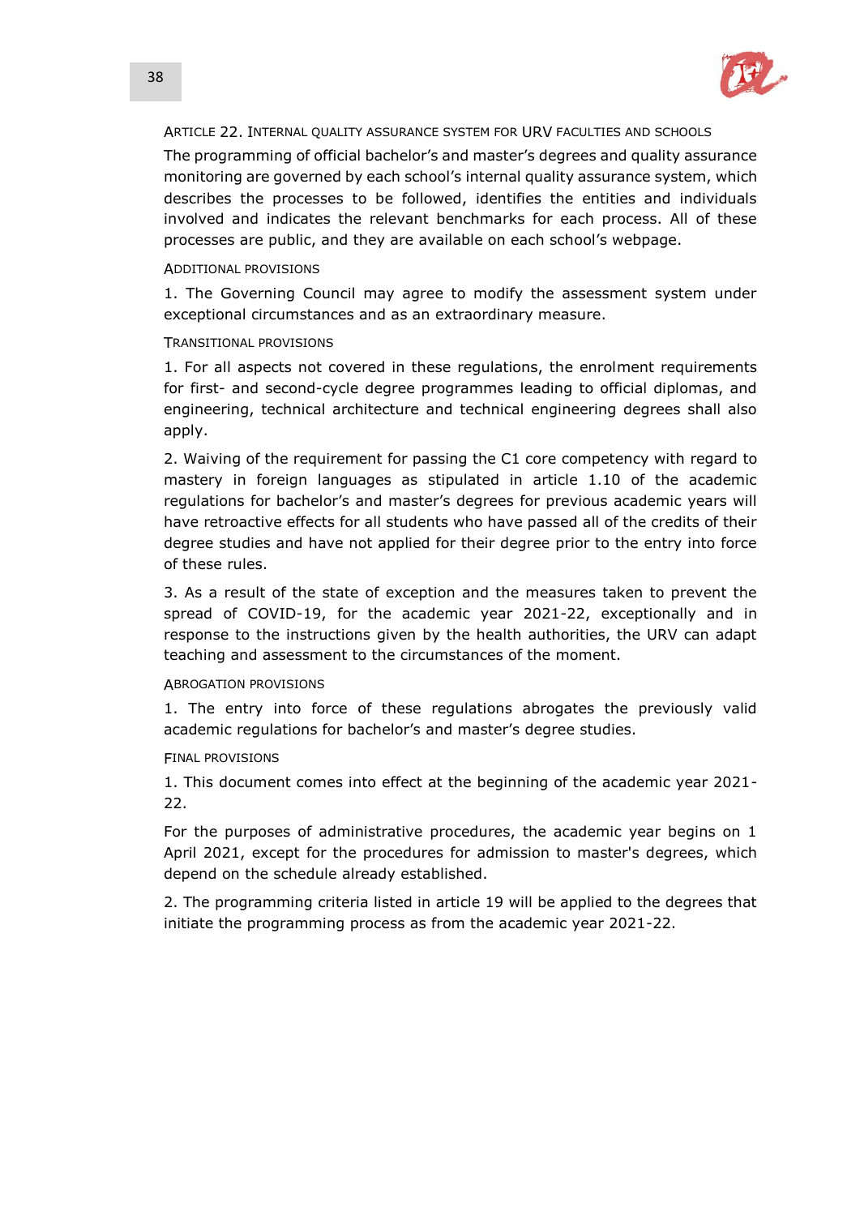### Article 22. Internal quality assurance system for URV faculties and schools

The programming of official bachelor's and master's degrees and quality assurance monitoring are governed by each school's internal quality assurance system, which describes the processes to be followed, identifies the entities and individuals involved and indicates the relevant benchmarks for each process. All of these processes are public, and they are available on each school's webpage.

### Additional provisions

1. The Governing Council may agree to modify the assessment system under exceptional circumstances and as an extraordinary measure.

### Transitional provisions

1. For all aspects not covered in these regulations, the enrolment requirements for first- and second-cycle degree programmes leading to official diplomas, and engineering, technical architecture and technical engineering degrees shall also apply.

2. Waiving of the requirement for passing the C1 core competency with regard to mastery in foreign languages as stipulated in article 1.10 of the academic regulations for bachelor's and master's degrees for previous academic years will have retroactive effects for all students who have passed all of the credits of their degree studies and have not applied for their degree prior to the entry into force of these rules.

3. As a result of the state of exception and the measures taken to prevent the spread of COVID-19, for the academic year 2021-22, exceptionally and in response to the instructions given by the health authorities, the URV can adapt teaching and assessment to the circumstances of the moment.

### Abrogation provisions

1. The entry into force of these regulations abrogates the previously valid academic regulations for bachelor's and master's degree studies.

### Final provisions

1. This document comes into effect at the beginning of the academic year 2021-22.

For the purposes of administrative procedures, the academic year begins on 1 April 2021, except for the procedures for admission to master's degrees, which depend on the schedule already established.

2. The programming criteria listed in article 19 will be applied to the degrees that initiate the programming process as from the academic year 2021-22.